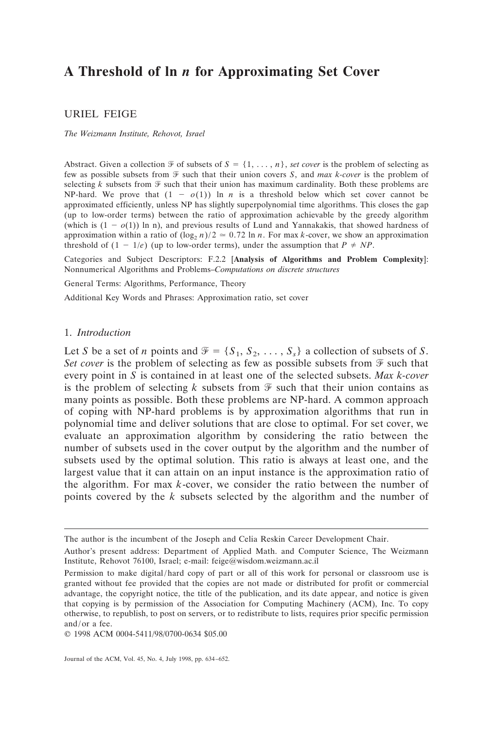# A Threshold of ln $n$ for Approximating Set Cover

URIEL FEIGE

*The Weizmann Institute, Rehovot, Israel*

Abstract. Given a collection $\mathcal{F}$ of subsets of $S = \{1, \ldots, n\}$, *set cover* is the problem of selecting as few as possible subsets from $\mathcal{F}$ such that their union covers $S$, and *max k-cover* is the problem of selecting $k$ subsets from $\mathcal{F}$ such that their union has maximum cardinality. Both these problems are NP-hard. We prove that $(1 - o(1)) \ln n$ is a threshold below which set cover cannot be approximated efficiently, unless NP has slightly superpolynomial time algorithms. This closes the gap (up to low-order terms) between the ratio of approximation achievable by the greedy algorithm (which is $(1 - o(1)) \ln n$), and previous results of Lund and Yannakakis, that showed hardness of approximation within a ratio of $(\log_2 n)/2 \simeq 0.72 \ln n$. For max $k$-cover, we show an approximation threshold of $(1 - 1/e)$ (up to low-order terms), under the assumption that $P \neq NP$.

Categories and Subject Descriptors: F.2.2 [**Analysis of Algorithms and Problem Complexity**]: Nonnumerical Algorithms and Problems–*Computations on discrete structures*

General Terms: Algorithms, Performance, Theory

Additional Key Words and Phrases: Approximation ratio, set cover

## 1. *Introduction*

Let $S$ be a set of $n$ points and $\mathcal{F} = \{S_1, S_2, \ldots, S_s\}$ a collection of subsets of $S$. *Set cover* is the problem of selecting as few as possible subsets from $\mathcal{F}$ such that every point in $S$ is contained in at least one of the selected subsets. *Max k-cover* is the problem of selecting $k$ subsets from $\mathcal{F}$ such that their union contains as many points as possible. Both these problems are NP-hard. A common approach of coping with NP-hard problems is by approximation algorithms that run in polynomial time and deliver solutions that are close to optimal. For set cover, we evaluate an approximation algorithm by considering the ratio between the number of subsets used in the cover output by the algorithm and the number of subsets used by the optimal solution. This ratio is always at least one, and the largest value that it can attain on an input instance is the approximation ratio of the algorithm. For max $k$-cover, we consider the ratio between the number of points covered by the $k$ subsets selected by the algorithm and the number of

---

The author is the incumbent of the Joseph and Celia Reskin Career Development Chair.

Author's present address: Department of Applied Math. and Computer Science, The Weizmann Institute, Rehovot 76100, Israel; e-mail: feige@wisdom.weizmann.ac.il

Permission to make digital/hard copy of part or all of this work for personal or classroom use is granted without fee provided that the copies are not made or distributed for profit or commercial advantage, the copyright notice, the title of the publication, and its date appear, and notice is given that copying is by permission of the Association for Computing Machinery (ACM), Inc. To copy otherwise, to republish, to post on servers, or to redistribute to lists, requires prior specific permission and/or a fee.

© 1998 ACM 0004-5411/98/0700-0634 $05.00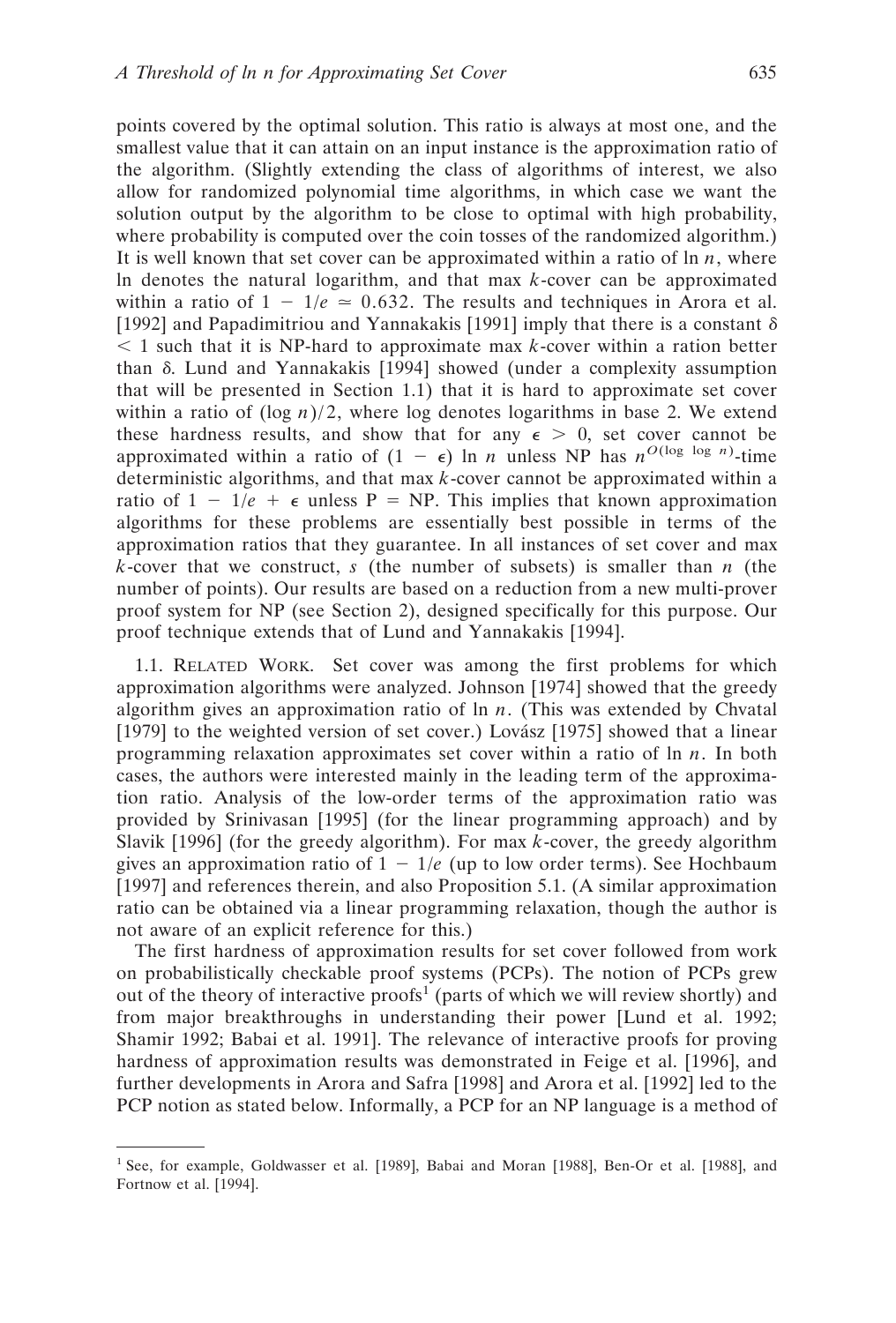points covered by the optimal solution. This ratio is always at most one, and the smallest value that it can attain on an input instance is the approximation ratio of the algorithm. (Slightly extending the class of algorithms of interest, we also allow for randomized polynomial time algorithms, in which case we want the solution output by the algorithm to be close to optimal with high probability, where probability is computed over the coin tosses of the randomized algorithm.) It is well known that set cover can be approximated within a ratio of $\ln n$, where ln denotes the natural logarithm, and that max $k$-cover can be approximated within a ratio of $1 - 1/e \simeq 0.632$. The results and techniques in Arora et al. [1992] and Papadimitriou and Yannakakis [1991] imply that there is a constant $\delta < 1$ such that it is NP-hard to approximate max $k$-cover within a ration better than $\delta$. Lund and Yannakakis [1994] showed (under a complexity assumption that will be presented in Section 1.1) that it is hard to approximate set cover within a ratio of $(\log n)/2$, where log denotes logarithms in base 2. We extend these hardness results, and show that for any $\epsilon > 0$, set cover cannot be approximated within a ratio of $(1 - \epsilon) \ln n$ unless NP has $n^{O(\log \log n)}$-time deterministic algorithms, and that max $k$-cover cannot be approximated within a ratio of $1 - 1/e + \epsilon$ unless P = NP. This implies that known approximation algorithms for these problems are essentially best possible in terms of the approximation ratios that they guarantee. In all instances of set cover and max $k$-cover that we construct, $s$ (the number of subsets) is smaller than $n$ (the number of points). Our results are based on a reduction from a new multi-prover proof system for NP (see Section 2), designed specifically for this purpose. Our proof technique extends that of Lund and Yannakakis [1994].

1.1. RELATED WORK. Set cover was among the first problems for which approximation algorithms were analyzed. Johnson [1974] showed that the greedy algorithm gives an approximation ratio of $\ln n$. (This was extended by Chvatal [1979] to the weighted version of set cover.) Lovász [1975] showed that a linear programming relaxation approximates set cover within a ratio of $\ln n$. In both cases, the authors were interested mainly in the leading term of the approximation ratio. Analysis of the low-order terms of the approximation ratio was provided by Srinivasan [1995] (for the linear programming approach) and by Slavik [1996] (for the greedy algorithm). For max $k$-cover, the greedy algorithm gives an approximation ratio of $1 - 1/e$ (up to low order terms). See Hochbaum [1997] and references therein, and also Proposition 5.1. (A similar approximation ratio can be obtained via a linear programming relaxation, though the author is not aware of an explicit reference for this.)

The first hardness of approximation results for set cover followed from work on probabilistically checkable proof systems (PCPs). The notion of PCPs grew out of the theory of interactive proofs[1] (parts of which we will review shortly) and from major breakthroughs in understanding their power [Lund et al. 1992; Shamir 1992; Babai et al. 1991]. The relevance of interactive proofs for proving hardness of approximation results was demonstrated in Feige et al. [1996], and further developments in Arora and Safra [1998] and Arora et al. [1992] led to the PCP notion as stated below. Informally, a PCP for an NP language is a method of

[1] See, for example, Goldwasser et al. [1989], Babai and Moran [1988], Ben-Or et al. [1988], and Fortnow et al. [1994].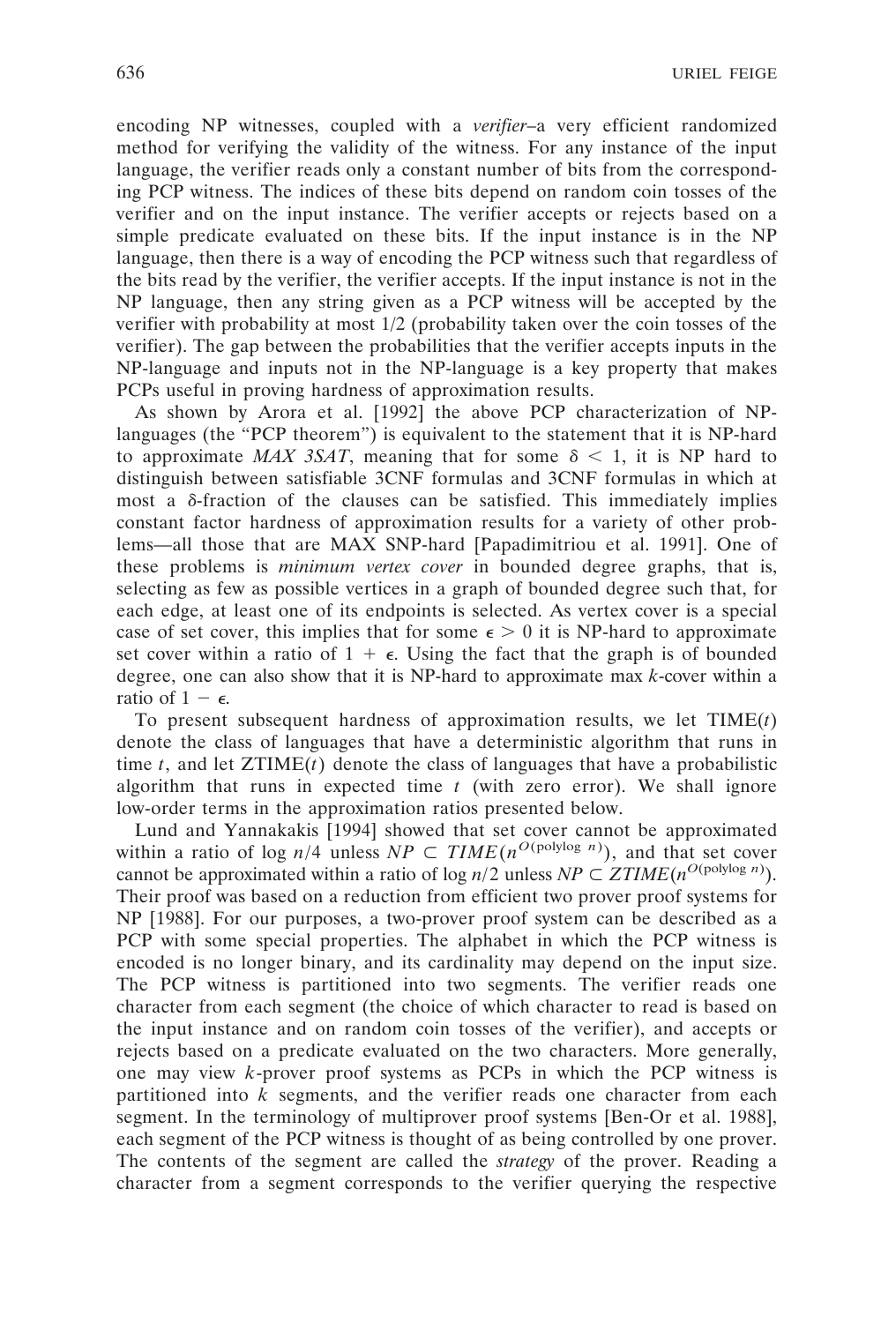encoding NP witnesses, coupled with a *verifier*–a very efficient randomized method for verifying the validity of the witness. For any instance of the input language, the verifier reads only a constant number of bits from the corresponding PCP witness. The indices of these bits depend on random coin tosses of the verifier and on the input instance. The verifier accepts or rejects based on a simple predicate evaluated on these bits. If the input instance is in the NP language, then there is a way of encoding the PCP witness such that regardless of the bits read by the verifier, the verifier accepts. If the input instance is not in the NP language, then any string given as a PCP witness will be accepted by the verifier with probability at most 1/2 (probability taken over the coin tosses of the verifier). The gap between the probabilities that the verifier accepts inputs in the NP-language and inputs not in the NP-language is a key property that makes PCPs useful in proving hardness of approximation results.

As shown by Arora et al. [1992] the above PCP characterization of NP-languages (the "PCP theorem") is equivalent to the statement that it is NP-hard to approximate *MAX 3SAT*, meaning that for some $\delta < 1$, it is NP hard to distinguish between satisfiable 3CNF formulas and 3CNF formulas in which at most a $\delta$-fraction of the clauses can be satisfied. This immediately implies constant factor hardness of approximation results for a variety of other problems—all those that are MAX SNP-hard [Papadimitriou et al. 1991]. One of these problems is *minimum vertex cover* in bounded degree graphs, that is, selecting as few as possible vertices in a graph of bounded degree such that, for each edge, at least one of its endpoints is selected. As vertex cover is a special case of set cover, this implies that for some $\epsilon > 0$ it is NP-hard to approximate set cover within a ratio of $1 + \epsilon$. Using the fact that the graph is of bounded degree, one can also show that it is NP-hard to approximate max $k$-cover within a ratio of $1 - \epsilon$.

To present subsequent hardness of approximation results, we let TIME($t$) denote the class of languages that have a deterministic algorithm that runs in time $t$, and let ZTIME($t$) denote the class of languages that have a probabilistic algorithm that runs in expected time $t$ (with zero error). We shall ignore low-order terms in the approximation ratios presented below.

Lund and Yannakakis [1994] showed that set cover cannot be approximated within a ratio of $\log n/4$ unless $NP \subset TIME(n^{O(\text{polylog } n)})$, and that set cover cannot be approximated within a ratio of $\log n/2$ unless $NP \subset ZTIME(n^{O(\text{polylog } n)})$. Their proof was based on a reduction from efficient two prover proof systems for NP [1988]. For our purposes, a two-prover proof system can be described as a PCP with some special properties. The alphabet in which the PCP witness is encoded is no longer binary, and its cardinality may depend on the input size. The PCP witness is partitioned into two segments. The verifier reads one character from each segment (the choice of which character to read is based on the input instance and on random coin tosses of the verifier), and accepts or rejects based on a predicate evaluated on the two characters. More generally, one may view $k$-prover proof systems as PCPs in which the PCP witness is partitioned into $k$ segments, and the verifier reads one character from each segment. In the terminology of multiprover proof systems [Ben-Or et al. 1988], each segment of the PCP witness is thought of as being controlled by one prover. The contents of the segment are called the *strategy* of the prover. Reading a character from a segment corresponds to the verifier querying the respective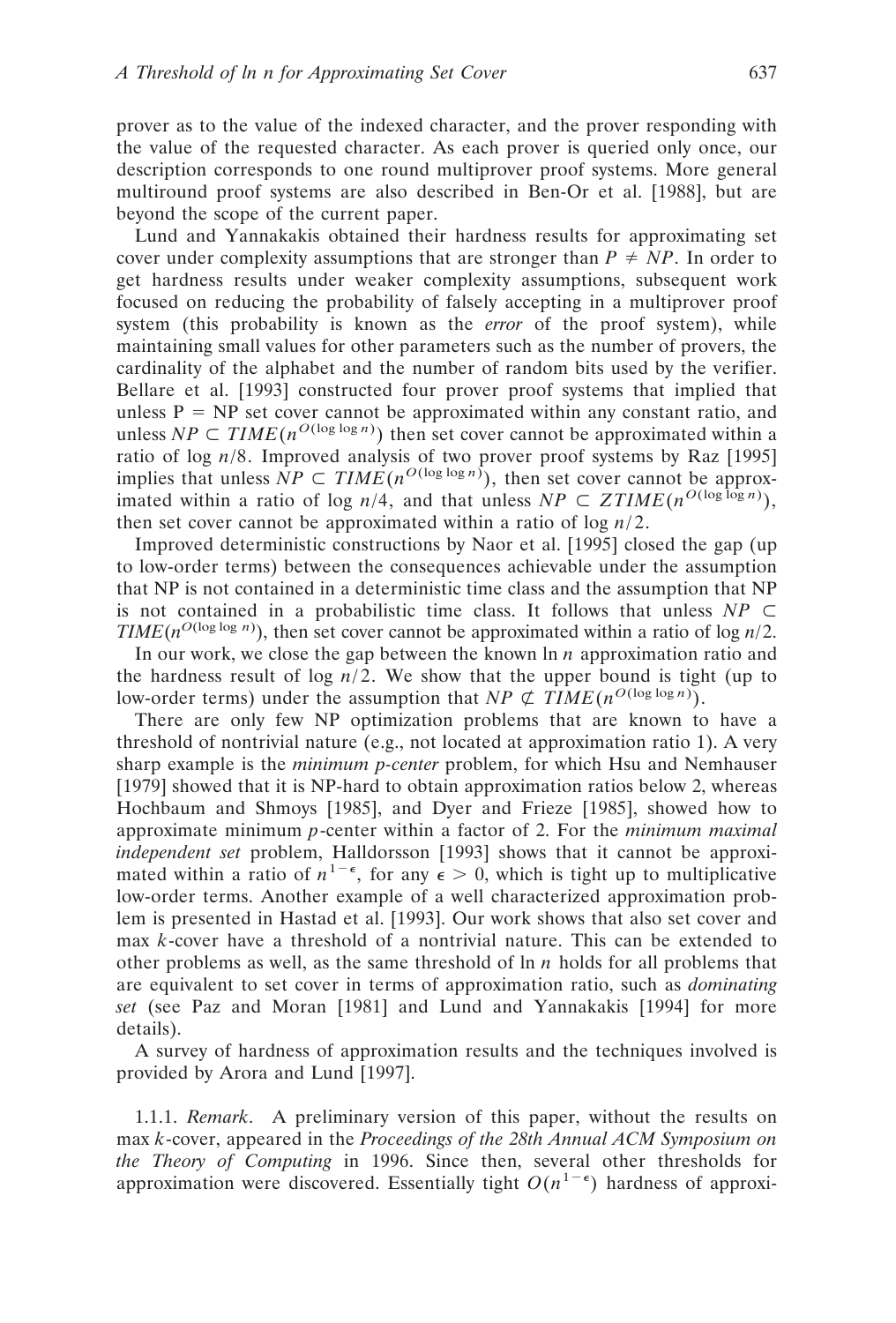prover as to the value of the indexed character, and the prover responding with the value of the requested character. As each prover is queried only once, our description corresponds to one round multiprover proof systems. More general multiround proof systems are also described in Ben-Or et al. [1988], but are beyond the scope of the current paper.

Lund and Yannakakis obtained their hardness results for approximating set cover under complexity assumptions that are stronger than $P \neq NP$. In order to get hardness results under weaker complexity assumptions, subsequent work focused on reducing the probability of falsely accepting in a multiprover proof system (this probability is known as the *error* of the proof system), while maintaining small values for other parameters such as the number of provers, the cardinality of the alphabet and the number of random bits used by the verifier. Bellare et al. [1993] constructed four prover proof systems that implied that unless P = NP set cover cannot be approximated within any constant ratio, and unless $NP \subset TIME(n^{O(\log \log n)})$ then set cover cannot be approximated within a ratio of $\log n/8$. Improved analysis of two prover proof systems by Raz [1995] implies that unless $NP \subset TIME(n^{O(\log \log n)})$, then set cover cannot be approximated within a ratio of $\log n/4$, and that unless $NP \subset ZTIME(n^{O(\log \log n)})$, then set cover cannot be approximated within a ratio of $\log n/2$.

Improved deterministic constructions by Naor et al. [1995] closed the gap (up to low-order terms) between the consequences achievable under the assumption that NP is not contained in a deterministic time class and the assumption that NP is not contained in a probabilistic time class. It follows that unless $NP \subset TIME(n^{O(\log \log n)})$, then set cover cannot be approximated within a ratio of $\log n/2$.

In our work, we close the gap between the known $\ln n$ approximation ratio and the hardness result of $\log n/2$. We show that the upper bound is tight (up to low-order terms) under the assumption that $NP \not\subset TIME(n^{O(\log \log n)})$.

There are only few NP optimization problems that are known to have a threshold of nontrivial nature (e.g., not located at approximation ratio 1). A very sharp example is the *minimum p-center* problem, for which Hsu and Nemhauser [1979] showed that it is NP-hard to obtain approximation ratios below 2, whereas Hochbaum and Shmoys [1985], and Dyer and Frieze [1985], showed how to approximate minimum $p$-center within a factor of 2. For the *minimum maximal independent set* problem, Halldorsson [1993] shows that it cannot be approximated within a ratio of $n^{1-\epsilon}$, for any $\epsilon > 0$, which is tight up to multiplicative low-order terms. Another example of a well characterized approximation problem is presented in Hastad et al. [1993]. Our work shows that also set cover and max $k$-cover have a threshold of a nontrivial nature. This can be extended to other problems as well, as the same threshold of $\ln n$ holds for all problems that are equivalent to set cover in terms of approximation ratio, such as *dominating set* (see Paz and Moran [1981] and Lund and Yannakakis [1994] for more details).

A survey of hardness of approximation results and the techniques involved is provided by Arora and Lund [1997].

1.1.1. *Remark*. A preliminary version of this paper, without the results on max $k$-cover, appeared in the *Proceedings of the 28th Annual ACM Symposium on the Theory of Computing* in 1996. Since then, several other thresholds for approximation were discovered. Essentially tight $O(n^{1-\epsilon})$ hardness of approxi-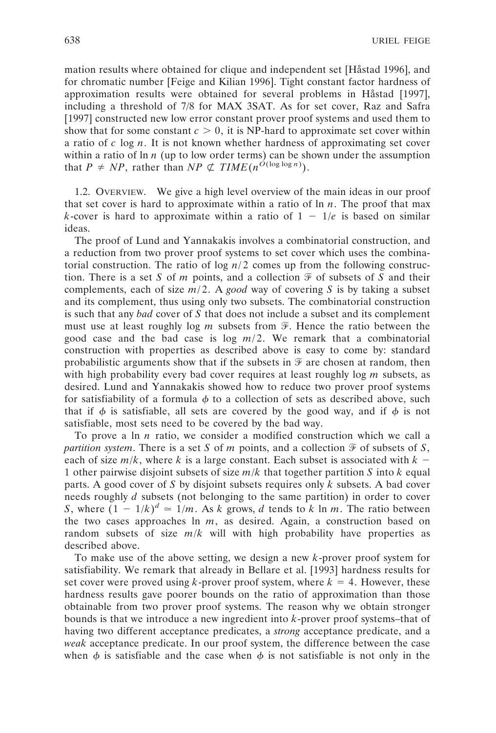mation results where obtained for clique and independent set [Håstad 1996], and for chromatic number [Feige and Kilian 1996]. Tight constant factor hardness of approximation results were obtained for several problems in Håstad [1997], including a threshold of 7/8 for MAX 3SAT. As for set cover, Raz and Safra [1997] constructed new low error constant prover proof systems and used them to show that for some constant $c > 0$, it is NP-hard to approximate set cover within a ratio of $c \log n$. It is not known whether hardness of approximating set cover within a ratio of $\ln n$ (up to low order terms) can be shown under the assumption that $P \neq NP$, rather than $NP \not\subset TIME(n^{O(\log \log n)})$.

1.2. OVERVIEW. We give a high level overview of the main ideas in our proof that set cover is hard to approximate within a ratio of $\ln n$. The proof that max $k$-cover is hard to approximate within a ratio of $1 - 1/e$ is based on similar ideas.

The proof of Lund and Yannakakis involves a combinatorial construction, and a reduction from two prover proof systems to set cover which uses the combinatorial construction. The ratio of $\log n/2$ comes up from the following construction. There is a set $S$ of $m$ points, and a collection $\mathcal{F}$ of subsets of $S$ and their complements, each of size $m/2$. A *good* way of covering $S$ is by taking a subset and its complement, thus using only two subsets. The combinatorial construction is such that any *bad* cover of $S$ that does not include a subset and its complement must use at least roughly $\log m$ subsets from $\mathcal{F}$. Hence the ratio between the good case and the bad case is $\log m/2$. We remark that a combinatorial construction with properties as described above is easy to come by: standard probabilistic arguments show that if the subsets in $\mathcal{F}$ are chosen at random, then with high probability every bad cover requires at least roughly $\log m$ subsets, as desired. Lund and Yannakakis showed how to reduce two prover proof systems for satisfiability of a formula $\phi$ to a collection of sets as described above, such that if $\phi$ is satisfiable, all sets are covered by the good way, and if $\phi$ is not satisfiable, most sets need to be covered by the bad way.

To prove a $\ln n$ ratio, we consider a modified construction which we call a *partition system*. There is a set $S$ of $m$ points, and a collection $\mathcal{F}$ of subsets of $S$, each of size $m/k$, where $k$ is a large constant. Each subset is associated with $k - 1$ other pairwise disjoint subsets of size $m/k$ that together partition $S$ into $k$ equal parts. A good cover of $S$ by disjoint subsets requires only $k$ subsets. A bad cover needs roughly $d$ subsets (not belonging to the same partition) in order to cover $S$, where $(1 - 1/k)^d \simeq 1/m$. As $k$ grows, $d$ tends to $k \ln m$. The ratio between the two cases approaches $\ln m$, as desired. Again, a construction based on random subsets of size $m/k$ will with high probability have properties as described above.

To make use of the above setting, we design a new $k$-prover proof system for satisfiability. We remark that already in Bellare et al. [1993] hardness results for set cover were proved using $k$-prover proof system, where $k = 4$. However, these hardness results gave poorer bounds on the ratio of approximation than those obtainable from two prover proof systems. The reason why we obtain stronger bounds is that we introduce a new ingredient into $k$-prover proof systems–that of having two different acceptance predicates, a *strong* acceptance predicate, and a *weak* acceptance predicate. In our proof system, the difference between the case when $\phi$ is satisfiable and the case when $\phi$ is not satisfiable is not only in the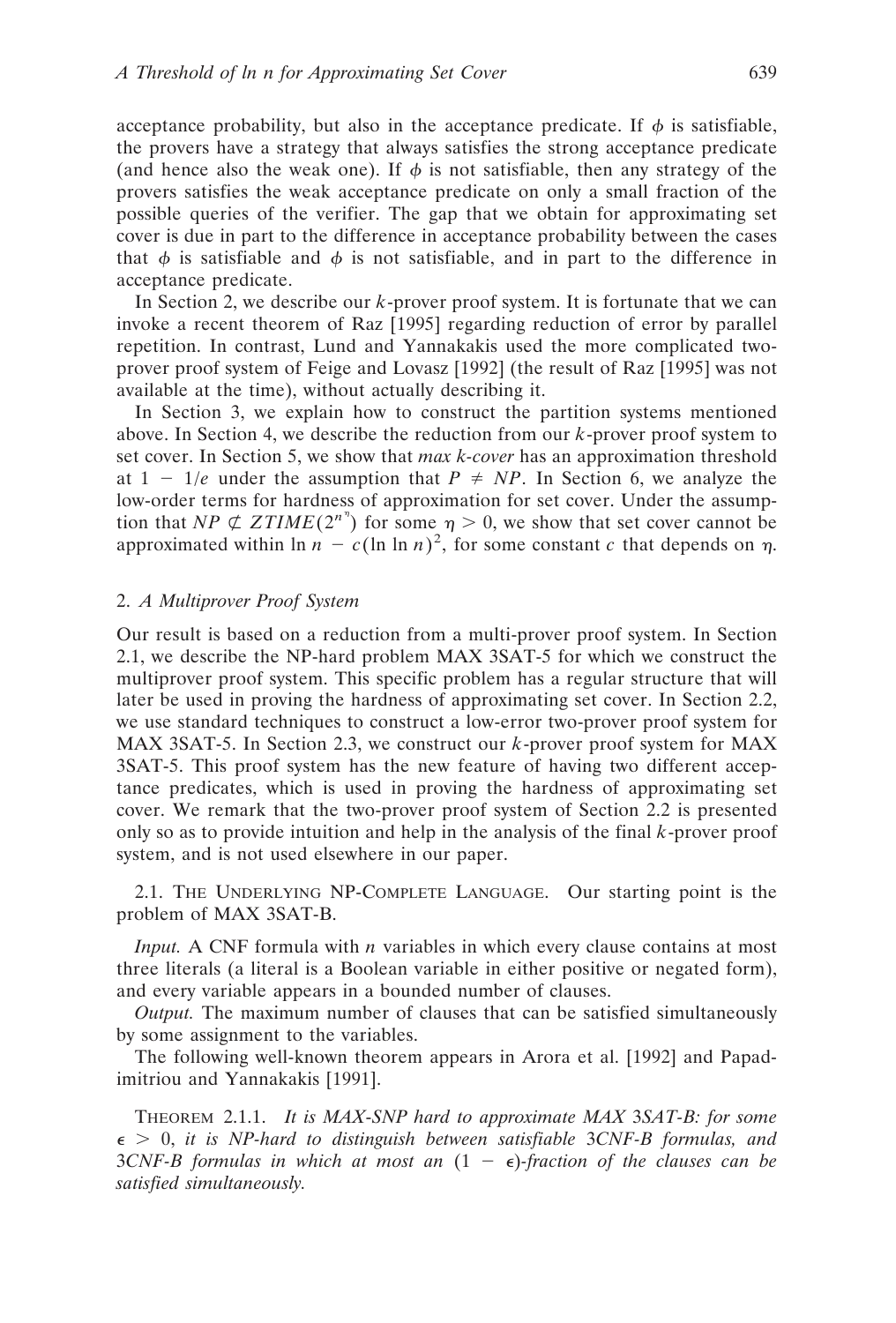acceptance probability, but also in the acceptance predicate. If $\phi$ is satisfiable, the provers have a strategy that always satisfies the strong acceptance predicate (and hence also the weak one). If $\phi$ is not satisfiable, then any strategy of the provers satisfies the weak acceptance predicate on only a small fraction of the possible queries of the verifier. The gap that we obtain for approximating set cover is due in part to the difference in acceptance probability between the cases that $\phi$ is satisfiable and $\phi$ is not satisfiable, and in part to the difference in acceptance predicate.

In Section 2, we describe our $k$-prover proof system. It is fortunate that we can invoke a recent theorem of Raz [1995] regarding reduction of error by parallel repetition. In contrast, Lund and Yannakakis used the more complicated two-prover proof system of Feige and Lovasz [1992] (the result of Raz [1995] was not available at the time), without actually describing it.

In Section 3, we explain how to construct the partition systems mentioned above. In Section 4, we describe the reduction from our $k$-prover proof system to set cover. In Section 5, we show that *max k-cover* has an approximation threshold at $1 - 1/e$ under the assumption that $P \neq NP$. In Section 6, we analyze the low-order terms for hardness of approximation for set cover. Under the assumption that $NP \not\subset ZTIME(2^{n^\eta})$ for some $\eta > 0$, we show that set cover cannot be approximated within $\ln n - c(\ln \ln n)^2$, for some constant $c$ that depends on $\eta$.

## 2. *A Multiprover Proof System*

Our result is based on a reduction from a multi-prover proof system. In Section 2.1, we describe the NP-hard problem MAX 3SAT-5 for which we construct the multiprover proof system. This specific problem has a regular structure that will later be used in proving the hardness of approximating set cover. In Section 2.2, we use standard techniques to construct a low-error two-prover proof system for MAX 3SAT-5. In Section 2.3, we construct our $k$-prover proof system for MAX 3SAT-5. This proof system has the new feature of having two different acceptance predicates, which is used in proving the hardness of approximating set cover. We remark that the two-prover proof system of Section 2.2 is presented only so as to provide intuition and help in the analysis of the final $k$-prover proof system, and is not used elsewhere in our paper.

### 2.1. The Underlying NP-Complete Language.

Our starting point is the problem of MAX 3SAT-B.

*Input.* A CNF formula with $n$ variables in which every clause contains at most three literals (a literal is a Boolean variable in either positive or negated form), and every variable appears in a bounded number of clauses.

*Output.* The maximum number of clauses that can be satisfied simultaneously by some assignment to the variables.

The following well-known theorem appears in Arora et al. [1992] and Papadimitriou and Yannakakis [1991].

Theorem 2.1.1. *It is MAX-SNP hard to approximate MAX 3SAT-B: for some $\epsilon > 0$, it is NP-hard to distinguish between satisfiable 3CNF-B formulas, and 3CNF-B formulas in which at most an $(1 - \epsilon)$-fraction of the clauses can be satisfied simultaneously.*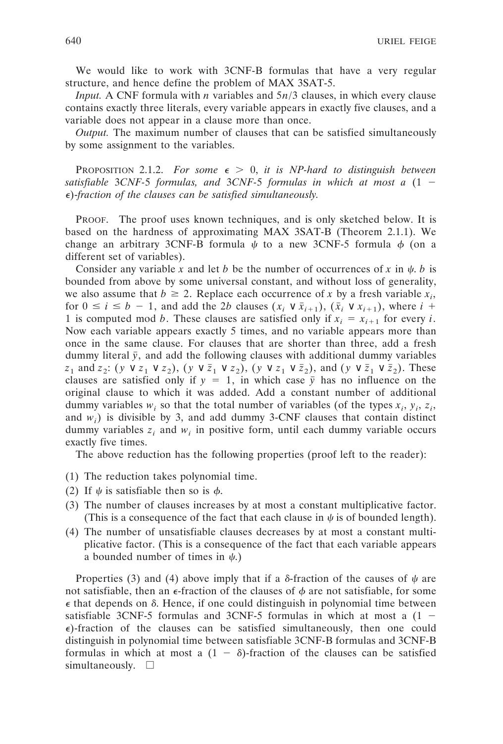We would like to work with 3CNF-B formulas that have a very regular structure, and hence define the problem of MAX 3SAT-5.

*Input.* A CNF formula with $n$ variables and $5n/3$ clauses, in which every clause contains exactly three literals, every variable appears in exactly five clauses, and a variable does not appear in a clause more than once.

*Output.* The maximum number of clauses that can be satisfied simultaneously by some assignment to the variables.

PROPOSITION 2.1.2. *For some $\epsilon > 0$, it is NP-hard to distinguish between satisfiable 3CNF-5 formulas, and 3CNF-5 formulas in which at most a $(1 - \epsilon)$-fraction of the clauses can be satisfied simultaneously.*

PROOF. The proof uses known techniques, and is only sketched below. It is based on the hardness of approximating MAX 3SAT-B (Theorem 2.1.1). We change an arbitrary 3CNF-B formula $\psi$ to a new 3CNF-5 formula $\phi$ (on a different set of variables).

Consider any variable $x$ and let $b$ be the number of occurrences of $x$ in $\psi$. $b$ is bounded from above by some universal constant, and without loss of generality, we also assume that $b \geq 2$. Replace each occurrence of $x$ by a fresh variable $x_i$, for $0 \leq i \leq b - 1$, and add the $2b$ clauses $(x_i \vee \bar{x}_{i+1})$, $(\bar{x}_i \vee x_{i+1})$, where $i + 1$ is computed mod $b$. These clauses are satisfied only if $x_i = x_{i+1}$ for every $i$. Now each variable appears exactly 5 times, and no variable appears more than once in the same clause. For clauses that are shorter than three, add a fresh dummy literal $\bar{y}$, and add the following clauses with additional dummy variables $z_1$ and $z_2$: $(y \vee z_1 \vee z_2)$, $(y \vee \bar{z}_1 \vee z_2)$, $(y \vee z_1 \vee \bar{z}_2)$, and $(y \vee \bar{z}_1 \vee \bar{z}_2)$. These clauses are satisfied only if $y = 1$, in which case $\bar{y}$ has no influence on the original clause to which it was added. Add a constant number of additional dummy variables $w_i$ so that the total number of variables (of the types $x_i$, $y_i$, $z_i$, and $w_i$) is divisible by 3, and add dummy 3-CNF clauses that contain distinct dummy variables $z_i$ and $w_i$ in positive form, until each dummy variable occurs exactly five times.

The above reduction has the following properties (proof left to the reader):

(1) The reduction takes polynomial time.
(2) If $\psi$ is satisfiable then so is $\phi$.
(3) The number of clauses increases by at most a constant multiplicative factor. (This is a consequence of the fact that each clause in $\psi$ is of bounded length).
(4) The number of unsatisfiable clauses decreases by at most a constant multiplicative factor. (This is a consequence of the fact that each variable appears a bounded number of times in $\psi$.)

Properties (3) and (4) above imply that if a $\delta$-fraction of the causes of $\psi$ are not satisfiable, then an $\epsilon$-fraction of the clauses of $\phi$ are not satisfiable, for some $\epsilon$ that depends on $\delta$. Hence, if one could distinguish in polynomial time between satisfiable 3CNF-5 formulas and 3CNF-5 formulas in which at most a $(1 - \epsilon)$-fraction of the clauses can be satisfied simultaneously, then one could distinguish in polynomial time between satisfiable 3CNF-B formulas and 3CNF-B formulas in which at most a $(1 - \delta)$-fraction of the clauses can be satisfied simultaneously. $\square$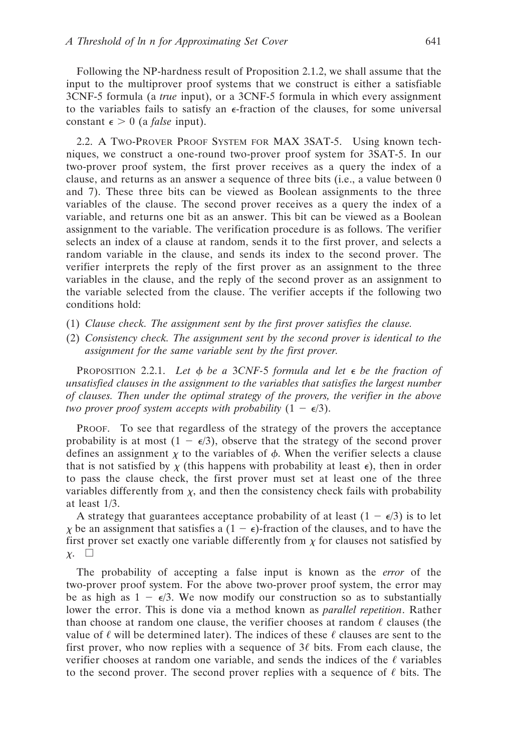Following the NP-hardness result of Proposition 2.1.2, we shall assume that the input to the multiprover proof systems that we construct is either a satisfiable 3CNF-5 formula (a *true* input), or a 3CNF-5 formula in which every assignment to the variables fails to satisfy an $\epsilon$-fraction of the clauses, for some universal constant $\epsilon > 0$ (a *false* input).

2.2. A Two-Prover Proof System for MAX 3SAT-5. Using known techniques, we construct a one-round two-prover proof system for 3SAT-5. In our two-prover proof system, the first prover receives as a query the index of a clause, and returns as an answer a sequence of three bits (i.e., a value between 0 and 7). These three bits can be viewed as Boolean assignments to the three variables of the clause. The second prover receives as a query the index of a variable, and returns one bit as an answer. This bit can be viewed as a Boolean assignment to the variable. The verification procedure is as follows. The verifier selects an index of a clause at random, sends it to the first prover, and selects a random variable in the clause, and sends its index to the second prover. The verifier interprets the reply of the first prover as an assignment to the three variables in the clause, and the reply of the second prover as an assignment to the variable selected from the clause. The verifier accepts if the following two conditions hold:

(1) *Clause check. The assignment sent by the first prover satisfies the clause.*
(2) *Consistency check. The assignment sent by the second prover is identical to the assignment for the same variable sent by the first prover.*

Proposition 2.2.1. *Let $\phi$ be a 3CNF-5 formula and let $\epsilon$ be the fraction of unsatisfied clauses in the assignment to the variables that satisfies the largest number of clauses. Then under the optimal strategy of the provers, the verifier in the above two prover proof system accepts with probability $(1 - \epsilon/3)$.*

Proof. To see that regardless of the strategy of the provers the acceptance probability is at most $(1 - \epsilon/3)$, observe that the strategy of the second prover defines an assignment $\chi$ to the variables of $\phi$. When the verifier selects a clause that is not satisfied by $\chi$ (this happens with probability at least $\epsilon$), then in order to pass the clause check, the first prover must set at least one of the three variables differently from $\chi$, and then the consistency check fails with probability at least 1/3.

A strategy that guarantees acceptance probability of at least $(1 - \epsilon/3)$ is to let $\chi$ be an assignment that satisfies a $(1 - \epsilon)$-fraction of the clauses, and to have the first prover set exactly one variable differently from $\chi$ for clauses not satisfied by $\chi$. □

The probability of accepting a false input is known as the *error* of the two-prover proof system. For the above two-prover proof system, the error may be as high as $1 - \epsilon/3$. We now modify our construction so as to substantially lower the error. This is done via a method known as *parallel repetition*. Rather than choose at random one clause, the verifier chooses at random $\ell$ clauses (the value of $\ell$ will be determined later). The indices of these $\ell$ clauses are sent to the first prover, who now replies with a sequence of $3\ell$ bits. From each clause, the verifier chooses at random one variable, and sends the indices of the $\ell$ variables to the second prover. The second prover replies with a sequence of $\ell$ bits. The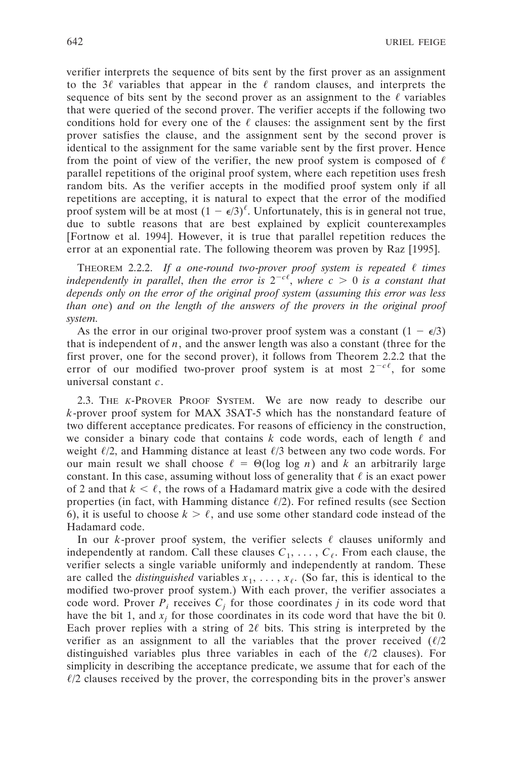verifier interprets the sequence of bits sent by the first prover as an assignment to the $3\ell$ variables that appear in the $\ell$ random clauses, and interprets the sequence of bits sent by the second prover as an assignment to the $\ell$ variables that were queried of the second prover. The verifier accepts if the following two conditions hold for every one of the $\ell$ clauses: the assignment sent by the first prover satisfies the clause, and the assignment sent by the second prover is identical to the assignment for the same variable sent by the first prover. Hence from the point of view of the verifier, the new proof system is composed of $\ell$ parallel repetitions of the original proof system, where each repetition uses fresh random bits. As the verifier accepts in the modified proof system only if all repetitions are accepting, it is natural to expect that the error of the modified proof system will be at most $(1 - \epsilon/3)^{\ell}$. Unfortunately, this is in general not true, due to subtle reasons that are best explained by explicit counterexamples [Fortnow et al. 1994]. However, it is true that parallel repetition reduces the error at an exponential rate. The following theorem was proven by Raz [1995].

THEOREM 2.2.2. *If a one-round two-prover proof system is repeated $\ell$ times independently in parallel, then the error is $2^{-c\ell}$, where $c > 0$ is a constant that depends only on the error of the original proof system (assuming this error was less than one) and on the length of the answers of the provers in the original proof system.*

As the error in our original two-prover proof system was a constant $(1 - \epsilon/3)$ that is independent of $n$, and the answer length was also a constant (three for the first prover, one for the second prover), it follows from Theorem 2.2.2 that the error of our modified two-prover proof system is at most $2^{-c\ell}$, for some universal constant $c$.

2.3. THE $k$-PROVER PROOF SYSTEM. We are now ready to describe our $k$-prover proof system for MAX 3SAT-5 which has the nonstandard feature of two different acceptance predicates. For reasons of efficiency in the construction, we consider a binary code that contains $k$ code words, each of length $\ell$ and weight $\ell/2$, and Hamming distance at least $\ell/3$ between any two code words. For our main result we shall choose $\ell = \Theta(\log \log n)$ and $k$ an arbitrarily large constant. In this case, assuming without loss of generality that $\ell$ is an exact power of 2 and that $k < \ell$, the rows of a Hadamard matrix give a code with the desired properties (in fact, with Hamming distance $\ell/2$). For refined results (see Section 6), it is useful to choose $k > \ell$, and use some other standard code instead of the Hadamard code.

In our $k$-prover proof system, the verifier selects $\ell$ clauses uniformly and independently at random. Call these clauses $C_1, \ldots, C_\ell$. From each clause, the verifier selects a single variable uniformly and independently at random. These are called the *distinguished* variables $x_1, \ldots, x_\ell$. (So far, this is identical to the modified two-prover proof system.) With each prover, the verifier associates a code word. Prover $P_i$ receives $C_j$ for those coordinates $j$ in its code word that have the bit 1, and $x_j$ for those coordinates in its code word that have the bit 0. Each prover replies with a string of $2\ell$ bits. This string is interpreted by the verifier as an assignment to all the variables that the prover received ($\ell/2$ distinguished variables plus three variables in each of the $\ell/2$ clauses). For simplicity in describing the acceptance predicate, we assume that for each of the $\ell/2$ clauses received by the prover, the corresponding bits in the prover's answer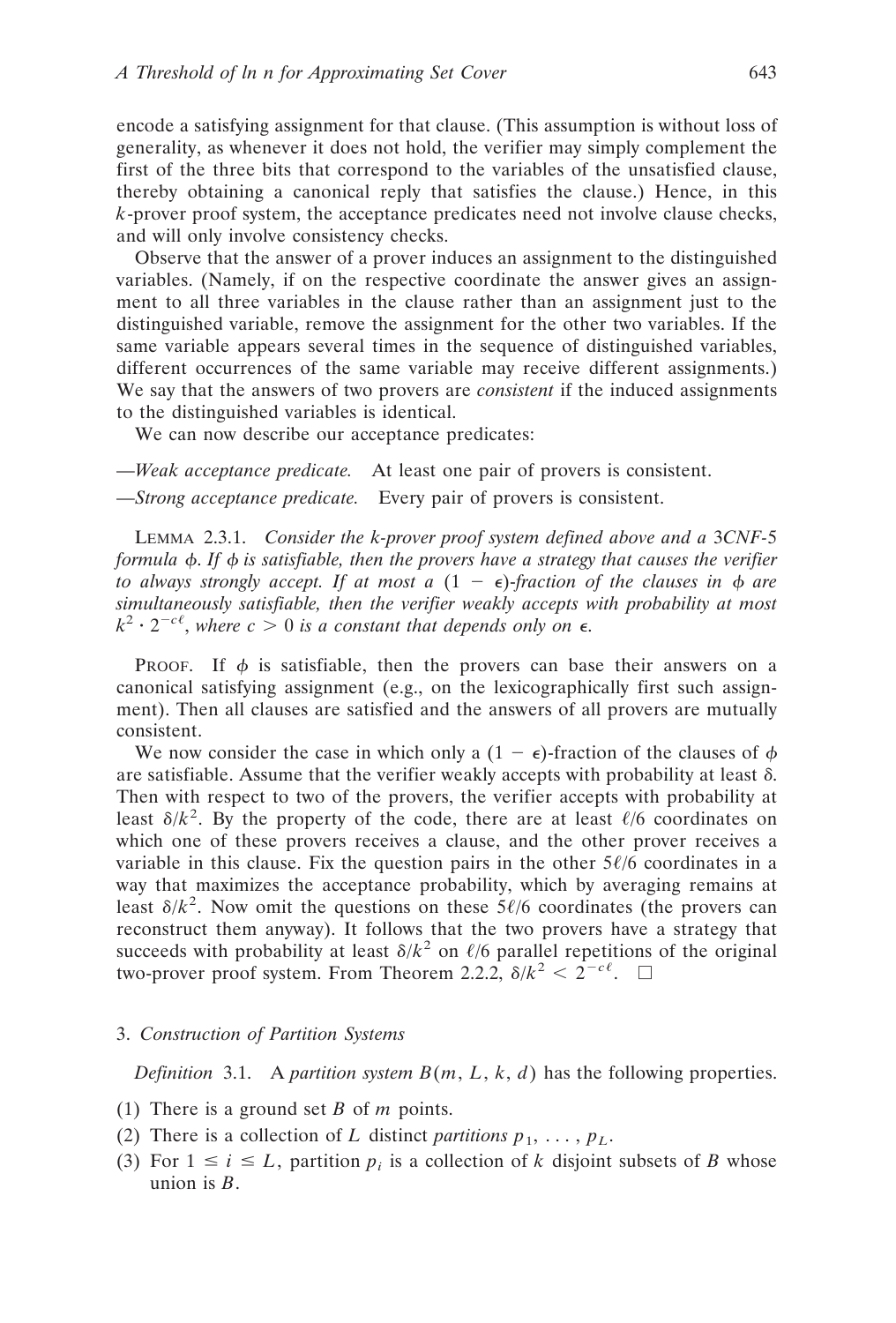encode a satisfying assignment for that clause. (This assumption is without loss of generality, as whenever it does not hold, the verifier may simply complement the first of the three bits that correspond to the variables of the unsatisfied clause, thereby obtaining a canonical reply that satisfies the clause.) Hence, in this $k$-prover proof system, the acceptance predicates need not involve clause checks, and will only involve consistency checks.

Observe that the answer of a prover induces an assignment to the distinguished variables. (Namely, if on the respective coordinate the answer gives an assignment to all three variables in the clause rather than an assignment just to the distinguished variable, remove the assignment for the other two variables. If the same variable appears several times in the sequence of distinguished variables, different occurrences of the same variable may receive different assignments.) We say that the answers of two provers are *consistent* if the induced assignments to the distinguished variables is identical.

We can now describe our acceptance predicates:

—*Weak acceptance predicate.* At least one pair of provers is consistent.

—*Strong acceptance predicate.* Every pair of provers is consistent.

LEMMA 2.3.1. *Consider the $k$-prover proof system defined above and a 3CNF-5 formula $\phi$. If $\phi$ is satisfiable, then the provers have a strategy that causes the verifier to always strongly accept. If at most a $(1 - \epsilon)$-fraction of the clauses in $\phi$ are simultaneously satisfiable, then the verifier weakly accepts with probability at most $k^2 \cdot 2^{-c\ell}$, where $c > 0$ is a constant that depends only on $\epsilon$.*

PROOF. If $\phi$ is satisfiable, then the provers can base their answers on a canonical satisfying assignment (e.g., on the lexicographically first such assignment). Then all clauses are satisfied and the answers of all provers are mutually consistent.

We now consider the case in which only a $(1 - \epsilon)$-fraction of the clauses of $\phi$ are satisfiable. Assume that the verifier weakly accepts with probability at least $\delta$. Then with respect to two of the provers, the verifier accepts with probability at least $\delta/k^2$. By the property of the code, there are at least $\ell/6$ coordinates on which one of these provers receives a clause, and the other prover receives a variable in this clause. Fix the question pairs in the other $5\ell/6$ coordinates in a way that maximizes the acceptance probability, which by averaging remains at least $\delta/k^2$. Now omit the questions on these $5\ell/6$ coordinates (the provers can reconstruct them anyway). It follows that the two provers have a strategy that succeeds with probability at least $\delta/k^2$ on $\ell/6$ parallel repetitions of the original two-prover proof system. From Theorem 2.2.2, $\delta/k^2 < 2^{-c\ell}$. $\square$

## 3. *Construction of Partition Systems*

*Definition* 3.1. A *partition system* $B(m, L, k, d)$ has the following properties.

(1) There is a ground set $B$ of $m$ points.
(2) There is a collection of $L$ distinct *partitions* $p_1, \ldots, p_L$.
(3) For $1 \le i \le L$, partition $p_i$ is a collection of $k$ disjoint subsets of $B$ whose union is $B$.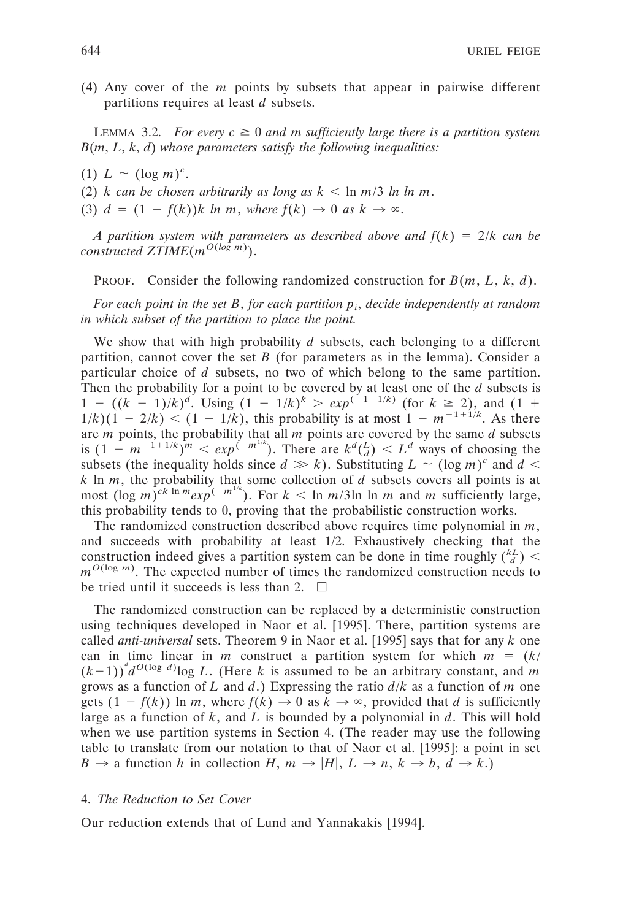(4) Any cover of the $m$ points by subsets that appear in pairwise different partitions requires at least $d$ subsets.

LEMMA 3.2. *For every $c \geq 0$ and $m$ sufficiently large there is a partition system $B(m, L, k, d)$ whose parameters satisfy the following inequalities:*

(1) $L \simeq (\log m)^c$.

(2) *$k$ can be chosen arbitrarily as long as $k < \ln m / 3 \ln \ln m$.*

(3) *$d = (1 - f(k))k \ln m$, where $f(k) \to 0$ as $k \to \infty$.*

*A partition system with parameters as described above and $f(k) = 2/k$ can be constructed $ZTIME(m^{O(\log m)})$.*

PROOF. Consider the following randomized construction for $B(m, L, k, d)$.

*For each point in the set $B$, for each partition $p_i$, decide independently at random in which subset of the partition to place the point.*

We show that with high probability $d$ subsets, each belonging to a different partition, cannot cover the set $B$ (for parameters as in the lemma). Consider a particular choice of $d$ subsets, no two of which belong to the same partition. Then the probability for a point to be covered by at least one of the $d$ subsets is $1 - ((k - 1)/k)^d$. Using $(1 - 1/k)^k > exp^{(-1-1/k)}$ (for $k \geq 2$), and $(1 + 1/k)(1 - 2/k) < (1 - 1/k)$, this probability is at most $1 - m^{-1+1/k}$. As there are $m$ points, the probability that all $m$ points are covered by the same $d$ subsets is $(1 - m^{-1+1/k})^m < exp^{(-m^{1/k})}$. There are $k^d\binom{L}{d} < L^d$ ways of choosing the subsets (the inequality holds since $d \gg k$). Substituting $L \simeq (\log m)^c$ and $d < k \ln m$, the probability that some collection of $d$ subsets covers all points is at most $(\log m)^{ck \ln m} exp^{(-m^{1/k})}$. For $k < \ln m/3 \ln \ln m$ and $m$ sufficiently large, this probability tends to 0, proving that the probabilistic construction works.

The randomized construction described above requires time polynomial in $m$, and succeeds with probability at least 1/2. Exhaustively checking that the construction indeed gives a partition system can be done in time roughly $\binom{kL}{d} < m^{O(\log m)}$. The expected number of times the randomized construction needs to be tried until it succeeds is less than 2. $\square$

The randomized construction can be replaced by a deterministic construction using techniques developed in Naor et al. [1995]. There, partition systems are called *anti-universal* sets. Theorem 9 in Naor et al. [1995] says that for any $k$ one can in time linear in $m$ construct a partition system for which $m = (k/(k-1))^d d^{O(\log d)} \log L$. (Here $k$ is assumed to be an arbitrary constant, and $m$ grows as a function of $L$ and $d$.) Expressing the ratio $d/k$ as a function of $m$ one gets $(1 - f(k)) \ln m$, where $f(k) \to 0$ as $k \to \infty$, provided that $d$ is sufficiently large as a function of $k$, and $L$ is bounded by a polynomial in $d$. This will hold when we use partition systems in Section 4. (The reader may use the following table to translate from our notation to that of Naor et al. [1995]: a point in set $B \to$ a function $h$ in collection $H$, $m \to |H|$, $L \to n$, $k \to b$, $d \to k$.)

## 4. *The Reduction to Set Cover*

Our reduction extends that of Lund and Yannakakis [1994].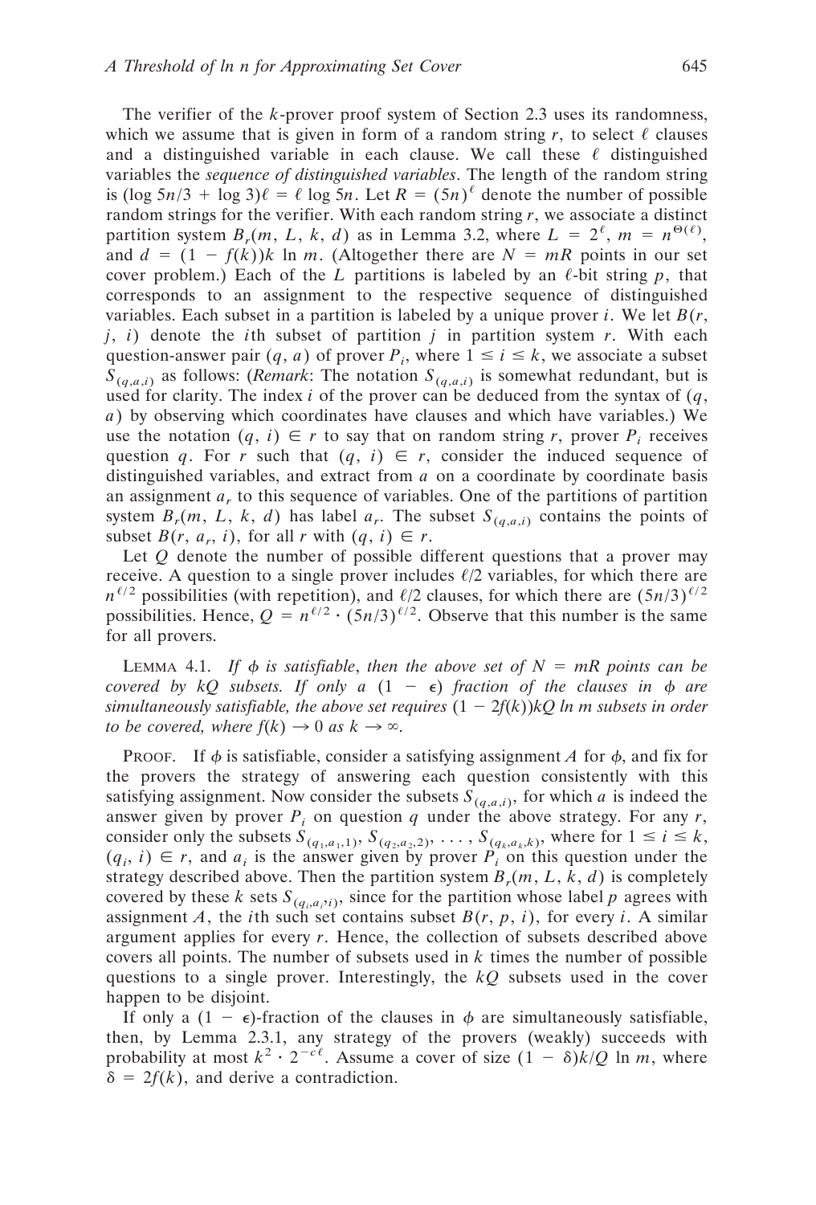The verifier of the $k$-prover proof system of Section 2.3 uses its randomness, which we assume that is given in form of a random string $r$, to select $\ell$ clauses and a distinguished variable in each clause. We call these $\ell$ distinguished variables the *sequence of distinguished variables*. The length of the random string is $(\log 5n/3 + \log 3)\ell = \ell \log 5n$. Let $R = (5n)^\ell$ denote the number of possible random strings for the verifier. With each random string $r$, we associate a distinct partition system $B_r(m, L, k, d)$ as in Lemma 3.2, where $L = 2^\ell$, $m = n^{\Theta(\ell)}$, and $d = (1 - f(k))k \ln m$. (Altogether there are $N = mR$ points in our set cover problem.) Each of the $L$ partitions is labeled by an $\ell$-bit string $p$, that corresponds to an assignment to the respective sequence of distinguished variables. Each subset in a partition is labeled by a unique prover $i$. We let $B(r, j, i)$ denote the $i$th subset of partition $j$ in partition system $r$. With each question-answer pair $(q, a)$ of prover $P_i$, where $1 \leq i \leq k$, we associate a subset $S_{(q,a,i)}$ as follows: (*Remark*: The notation $S_{(q,a,i)}$ is somewhat redundant, but is used for clarity. The index $i$ of the prover can be deduced from the syntax of $(q, a)$ by observing which coordinates have clauses and which have variables.) We use the notation $(q, i) \in r$ to say that on random string $r$, prover $P_i$ receives question $q$. For $r$ such that $(q, i) \in r$, consider the induced sequence of distinguished variables, and extract from $a$ on a coordinate by coordinate basis an assignment $a_r$ to this sequence of variables. One of the partitions of partition system $B_r(m, L, k, d)$ has label $a_r$. The subset $S_{(q,a,i)}$ contains the points of subset $B(r, a_r, i)$, for all $r$ with $(q, i) \in r$.

Let $Q$ denote the number of possible different questions that a prover may receive. A question to a single prover includes $\ell/2$ variables, for which there are $n^{\ell/2}$ possibilities (with repetition), and $\ell/2$ clauses, for which there are $(5n/3)^{\ell/2}$ possibilities. Hence, $Q = n^{\ell/2} \cdot (5n/3)^{\ell/2}$. Observe that this number is the same for all provers.

LEMMA 4.1. *If $\phi$ is satisfiable, then the above set of $N = mR$ points can be covered by $kQ$ subsets. If only a $(1 - \epsilon)$ fraction of the clauses in $\phi$ are simultaneously satisfiable, the above set requires $(1 - 2f(k))kQ \ln m$ subsets in order to be covered, where $f(k) \to 0$ as $k \to \infty$.*

PROOF. If $\phi$ is satisfiable, consider a satisfying assignment $A$ for $\phi$, and fix for the provers the strategy of answering each question consistently with this satisfying assignment. Now consider the subsets $S_{(q,a,i)}$, for which $a$ is indeed the answer given by prover $P_i$ on question $q$ under the above strategy. For any $r$, consider only the subsets $S_{(q_1,a_1,1)}, S_{(q_2,a_2,2)}, \ldots, S_{(q_k,a_k,k)}$, where for $1 \leq i \leq k$, $(q_i, i) \in r$, and $a_i$ is the answer given by prover $P_i$ on this question under the strategy described above. Then the partition system $B_r(m, L, k, d)$ is completely covered by these $k$ sets $S_{(q_i,a_i,i)}$, since for the partition whose label $p$ agrees with assignment $A$, the $i$th such set contains subset $B(r, p, i)$, for every $i$. A similar argument applies for every $r$. Hence, the collection of subsets described above covers all points. The number of subsets used in $k$ times the number of possible questions to a single prover. Interestingly, the $kQ$ subsets used in the cover happen to be disjoint.

If only a $(1 - \epsilon)$-fraction of the clauses in $\phi$ are simultaneously satisfiable, then, by Lemma 2.3.1, any strategy of the provers (weakly) succeeds with probability at most $k^2 \cdot 2^{-c\ell}$. Assume a cover of size $(1 - \delta)k/Q \ln m$, where $\delta = 2f(k)$, and derive a contradiction.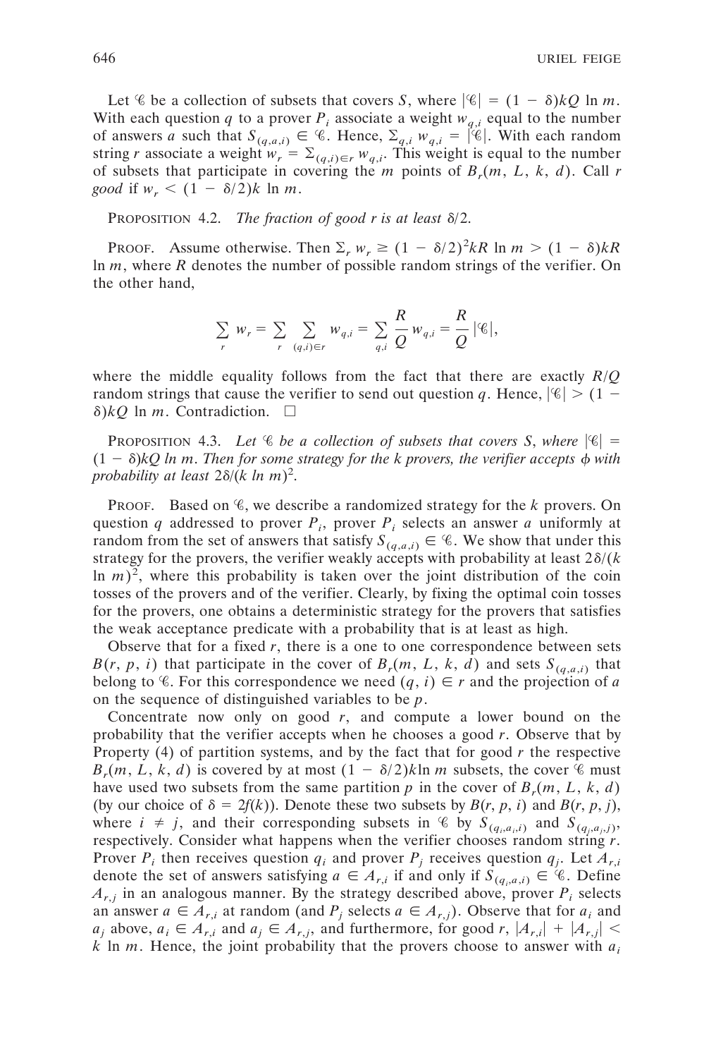Let $\mathscr{C}$ be a collection of subsets that covers $S$, where $|\mathscr{C}| = (1 - \delta)kQ \ln m$. With each question $q$ to a prover $P_i$ associate a weight $w_{q,i}$ equal to the number of answers $a$ such that $S_{(q,a,i)} \in \mathscr{C}$. Hence, $\sum_{q,i} w_{q,i} = |\mathscr{C}|$. With each random string $r$ associate a weight $w_r = \sum_{(q,i)\in r} w_{q,i}$. This weight is equal to the number of subsets that participate in covering the $m$ points of $B_r(m, L, k, d)$. Call $r$ *good* if $w_r < (1 - \delta/2)k \ln m$.

PROPOSITION 4.2. *The fraction of good $r$ is at least $\delta/2$.*

PROOF. Assume otherwise. Then $\sum_r w_r \geq (1 - \delta/2)^2 kR \ln m > (1 - \delta)kR \ln m$, where $R$ denotes the number of possible random strings of the verifier. On the other hand,

$$\sum_r w_r = \sum_r \sum_{(q,i)\in r} w_{q,i} = \sum_{q,i} \frac{R}{Q} w_{q,i} = \frac{R}{Q} |\mathscr{C}|,$$

where the middle equality follows from the fact that there are exactly $R/Q$ random strings that cause the verifier to send out question $q$. Hence, $|\mathscr{C}| > (1 - \delta)kQ \ln m$. Contradiction. $\square$

PROPOSITION 4.3. *Let $\mathscr{C}$ be a collection of subsets that covers $S$, where $|\mathscr{C}| = (1 - \delta)kQ \ln m$. Then for some strategy for the k provers, the verifier accepts $\phi$ with probability at least $2\delta/(k \ln m)^2$.*

PROOF. Based on $\mathscr{C}$, we describe a randomized strategy for the $k$ provers. On question $q$ addressed to prover $P_i$, prover $P_i$ selects an answer $a$ uniformly at random from the set of answers that satisfy $S_{(q,a,i)} \in \mathscr{C}$. We show that under this strategy for the provers, the verifier weakly accepts with probability at least $2\delta/(k \ln m)^2$, where this probability is taken over the joint distribution of the coin tosses of the provers and of the verifier. Clearly, by fixing the optimal coin tosses for the provers, one obtains a deterministic strategy for the provers that satisfies the weak acceptance predicate with a probability that is at least as high.

Observe that for a fixed $r$, there is a one to one correspondence between sets $B(r, p, i)$ that participate in the cover of $B_r(m, L, k, d)$ and sets $S_{(q,a,i)}$ that belong to $\mathscr{C}$. For this correspondence we need $(q, i) \in r$ and the projection of $a$ on the sequence of distinguished variables to be $p$.

Concentrate now only on good $r$, and compute a lower bound on the probability that the verifier accepts when he chooses a good $r$. Observe that by Property (4) of partition systems, and by the fact that for good $r$ the respective $B_r(m, L, k, d)$ is covered by at most $(1 - \delta/2)k \ln m$ subsets, the cover $\mathscr{C}$ must have used two subsets from the same partition $p$ in the cover of $B_r(m, L, k, d)$ (by our choice of $\delta = 2f(k)$). Denote these two subsets by $B(r, p, i)$ and $B(r, p, j)$, where $i \neq j$, and their corresponding subsets in $\mathscr{C}$ by $S_{(q_i,a_i,i)}$ and $S_{(q_j,a_j,j)}$, respectively. Consider what happens when the verifier chooses random string $r$. Prover $P_i$ then receives question $q_i$ and prover $P_j$ receives question $q_j$. Let $A_{r,i}$ denote the set of answers satisfying $a \in A_{r,i}$ if and only if $S_{(q_i,a,i)} \in \mathscr{C}$. Define $A_{r,j}$ in an analogous manner. By the strategy described above, prover $P_i$ selects an answer $a \in A_{r,i}$ at random (and $P_j$ selects $a \in A_{r,j}$). Observe that for $a_i$ and $a_j$ above, $a_i \in A_{r,i}$ and $a_j \in A_{r,j}$, and furthermore, for good $r$, $|A_{r,i}| + |A_{r,j}| < k \ln m$. Hence, the joint probability that the provers choose to answer with $a_i$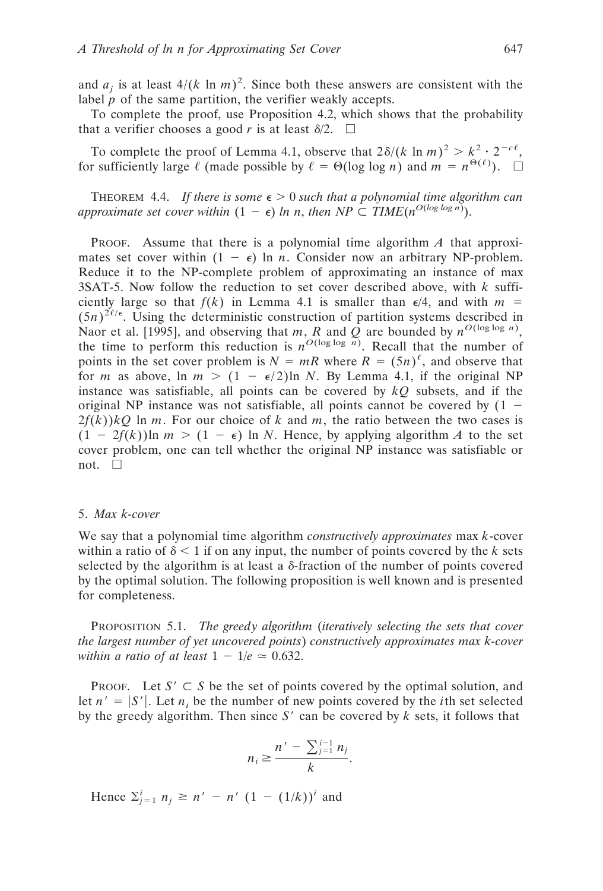and $a_j$ is at least $4/(k \ln m)^2$. Since both these answers are consistent with the label $p$ of the same partition, the verifier weakly accepts.

To complete the proof, use Proposition 4.2, which shows that the probability that a verifier chooses a good $r$ is at least $\delta/2$. □

To complete the proof of Lemma 4.1, observe that $2\delta/(k \ln m)^2 > k^2 \cdot 2^{-c\ell}$, for sufficiently large $\ell$ (made possible by $\ell = \Theta(\log \log n)$ and $m = n^{\Theta(\ell)}$). □

THEOREM 4.4. *If there is some $\epsilon > 0$ such that a polynomial time algorithm can approximate set cover within $(1 - \epsilon) \ln n$, then $NP \subset TIME(n^{O(\log \log n)})$.*

PROOF. Assume that there is a polynomial time algorithm $A$ that approximates set cover within $(1 - \epsilon) \ln n$. Consider now an arbitrary NP-problem. Reduce it to the NP-complete problem of approximating an instance of max 3SAT-5. Now follow the reduction to set cover described above, with $k$ sufficiently large so that $f(k)$ in Lemma 4.1 is smaller than $\epsilon/4$, and with $m = (5n)^{2\ell/\epsilon}$. Using the deterministic construction of partition systems described in Naor et al. [1995], and observing that $m$, $R$ and $Q$ are bounded by $n^{O(\log \log n)}$, the time to perform this reduction is $n^{O(\log \log n)}$. Recall that the number of points in the set cover problem is $N = mR$ where $R = (5n)^\ell$, and observe that for $m$ as above, $\ln m > (1 - \epsilon/2)\ln N$. By Lemma 4.1, if the original NP instance was satisfiable, all points can be covered by $kQ$ subsets, and if the original NP instance was not satisfiable, all points cannot be covered by $(1 - 2f(k))kQ \ln m$. For our choice of $k$ and $m$, the ratio between the two cases is $(1 - 2f(k))\ln m > (1 - \epsilon) \ln N$. Hence, by applying algorithm $A$ to the set cover problem, one can tell whether the original NP instance was satisfiable or not. □

## 5. *Max k-cover*

We say that a polynomial time algorithm *constructively approximates* max $k$-cover within a ratio of $\delta < 1$ if on any input, the number of points covered by the $k$ sets selected by the algorithm is at least a $\delta$-fraction of the number of points covered by the optimal solution. The following proposition is well known and is presented for completeness.

PROPOSITION 5.1. *The greedy algorithm (iteratively selecting the sets that cover the largest number of yet uncovered points) constructively approximates max $k$-cover within a ratio of at least $1 - 1/e \simeq 0.632$.*

PROOF. Let $S' \subset S$ be the set of points covered by the optimal solution, and let $n' = |S'|$. Let $n_i$ be the number of new points covered by the $i$th set selected by the greedy algorithm. Then since $S'$ can be covered by $k$ sets, it follows that

$$n_i \geq \frac{n' - \sum_{j=1}^{i-1} n_j}{k}.$$

Hence $\sum_{j=1}^{i} n_j \geq n' - n' (1 - (1/k))^i$ and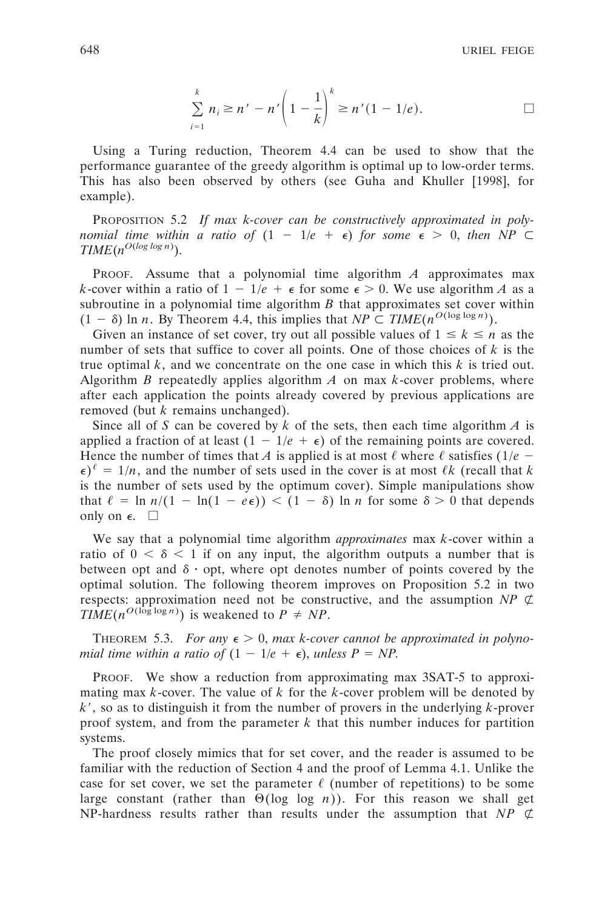$$\sum_{i=1}^{k} n_i \geq n' - n'\left(1 - \frac{1}{k}\right)^k \geq n'(1 - 1/e). \qquad \square$$

Using a Turing reduction, Theorem 4.4 can be used to show that the performance guarantee of the greedy algorithm is optimal up to low-order terms. This has also been observed by others (see Guha and Khuller [1998], for example).

PROPOSITION 5.2 *If max k-cover can be constructively approximated in polynomial time within a ratio of $(1 - 1/e + \epsilon)$ for some $\epsilon > 0$, then $NP \subset TIME(n^{O(\log \log n)})$.*

PROOF. Assume that a polynomial time algorithm $A$ approximates max $k$-cover within a ratio of $1 - 1/e + \epsilon$ for some $\epsilon > 0$. We use algorithm $A$ as a subroutine in a polynomial time algorithm $B$ that approximates set cover within $(1 - \delta) \ln n$. By Theorem 4.4, this implies that $NP \subset TIME(n^{O(\log \log n)})$.

Given an instance of set cover, try out all possible values of $1 \leq k \leq n$ as the number of sets that suffice to cover all points. One of those choices of $k$ is the true optimal $k$, and we concentrate on the one case in which this $k$ is tried out. Algorithm $B$ repeatedly applies algorithm $A$ on max $k$-cover problems, where after each application the points already covered by previous applications are removed (but $k$ remains unchanged).

Since all of $S$ can be covered by $k$ of the sets, then each time algorithm $A$ is applied a fraction of at least $(1 - 1/e + \epsilon)$ of the remaining points are covered. Hence the number of times that $A$ is applied is at most $\ell$ where $\ell$ satisfies $(1/e - \epsilon)^\ell = 1/n$, and the number of sets used in the cover is at most $\ell k$ (recall that $k$ is the number of sets used by the optimum cover). Simple manipulations show that $\ell = \ln n/(1 - \ln(1 - e\epsilon)) < (1 - \delta) \ln n$ for some $\delta > 0$ that depends only on $\epsilon$. $\square$

We say that a polynomial time algorithm *approximates* max $k$-cover within a ratio of $0 < \delta < 1$ if on any input, the algorithm outputs a number that is between opt and $\delta \cdot$ opt, where opt denotes number of points covered by the optimal solution. The following theorem improves on Proposition 5.2 in two respects: approximation need not be constructive, and the assumption $NP \not\subset TIME(n^{O(\log \log n)})$ is weakened to $P \neq NP$.

THEOREM 5.3. *For any $\epsilon > 0$, max k-cover cannot be approximated in polynomial time within a ratio of $(1 - 1/e + \epsilon)$, unless $P = NP$.*

PROOF. We show a reduction from approximating max 3SAT-5 to approximating max $k$-cover. The value of $k$ for the $k$-cover problem will be denoted by $k'$, so as to distinguish it from the number of provers in the underlying $k$-prover proof system, and from the parameter $k$ that this number induces for partition systems.

The proof closely mimics that for set cover, and the reader is assumed to be familiar with the reduction of Section 4 and the proof of Lemma 4.1. Unlike the case for set cover, we set the parameter $\ell$ (number of repetitions) to be some large constant (rather than $\Theta(\log \log n)$). For this reason we shall get NP-hardness results rather than results under the assumption that $NP \not\subset$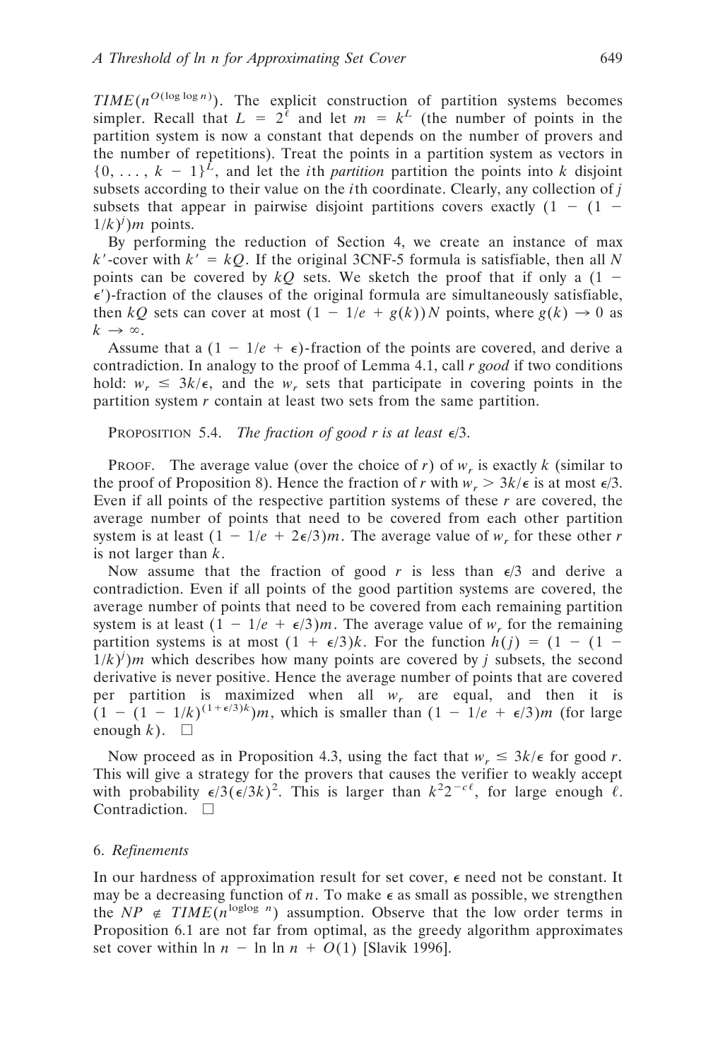$TIME(n^{O(\log \log n)})$. The explicit construction of partition systems becomes simpler. Recall that $L = 2^{\ell}$ and let $m = k^L$ (the number of points in the partition system is now a constant that depends on the number of provers and the number of repetitions). Treat the points in a partition system as vectors in $\{0, \ldots, k-1\}^L$, and let the $i$th *partition* partition the points into $k$ disjoint subsets according to their value on the $i$th coordinate. Clearly, any collection of $j$ subsets that appear in pairwise disjoint partitions covers exactly $(1 - (1 - 1/k)^j)m$ points.

By performing the reduction of Section 4, we create an instance of max $k'$-cover with $k' = kQ$. If the original 3CNF-5 formula is satisfiable, then all $N$ points can be covered by $kQ$ sets. We sketch the proof that if only a $(1 - \epsilon')$-fraction of the clauses of the original formula are simultaneously satisfiable, then $kQ$ sets can cover at most $(1 - 1/e + g(k))N$ points, where $g(k) \to 0$ as $k \to \infty$.

Assume that a $(1 - 1/e + \epsilon)$-fraction of the points are covered, and derive a contradiction. In analogy to the proof of Lemma 4.1, call $r$ *good* if two conditions hold: $w_r \leq 3k/\epsilon$, and the $w_r$ sets that participate in covering points in the partition system $r$ contain at least two sets from the same partition.

PROPOSITION 5.4. *The fraction of good $r$ is at least $\epsilon/3$.*

PROOF. The average value (over the choice of $r$) of $w_r$ is exactly $k$ (similar to the proof of Proposition 8). Hence the fraction of $r$ with $w_r > 3k/\epsilon$ is at most $\epsilon/3$. Even if all points of the respective partition systems of these $r$ are covered, the average number of points that need to be covered from each other partition system is at least $(1 - 1/e + 2\epsilon/3)m$. The average value of $w_r$ for these other $r$ is not larger than $k$.

Now assume that the fraction of good $r$ is less than $\epsilon/3$ and derive a contradiction. Even if all points of the good partition systems are covered, the average number of points that need to be covered from each remaining partition system is at least $(1 - 1/e + \epsilon/3)m$. The average value of $w_r$ for the remaining partition systems is at most $(1 + \epsilon/3)k$. For the function $h(j) = (1 - (1 - 1/k)^j)m$ which describes how many points are covered by $j$ subsets, the second derivative is never positive. Hence the average number of points that are covered per partition is maximized when all $w_r$ are equal, and then it is $(1 - (1 - 1/k)^{(1+\epsilon/3)k})m$, which is smaller than $(1 - 1/e + \epsilon/3)m$ (for large enough $k$). $\square$

Now proceed as in Proposition 4.3, using the fact that $w_r \leq 3k/\epsilon$ for good $r$. This will give a strategy for the provers that causes the verifier to weakly accept with probability $\epsilon/3(\epsilon/3k)^2$. This is larger than $k^2 2^{-c\ell}$, for large enough $\ell$. Contradiction. $\square$

## 6. *Refinements*

In our hardness of approximation result for set cover, $\epsilon$ need not be constant. It may be a decreasing function of $n$. To make $\epsilon$ as small as possible, we strengthen the $NP \notin TIME(n^{\log\log n})$ assumption. Observe that the low order terms in Proposition 6.1 are not far from optimal, as the greedy algorithm approximates set cover within $\ln n - \ln \ln n + O(1)$ [Slavik 1996].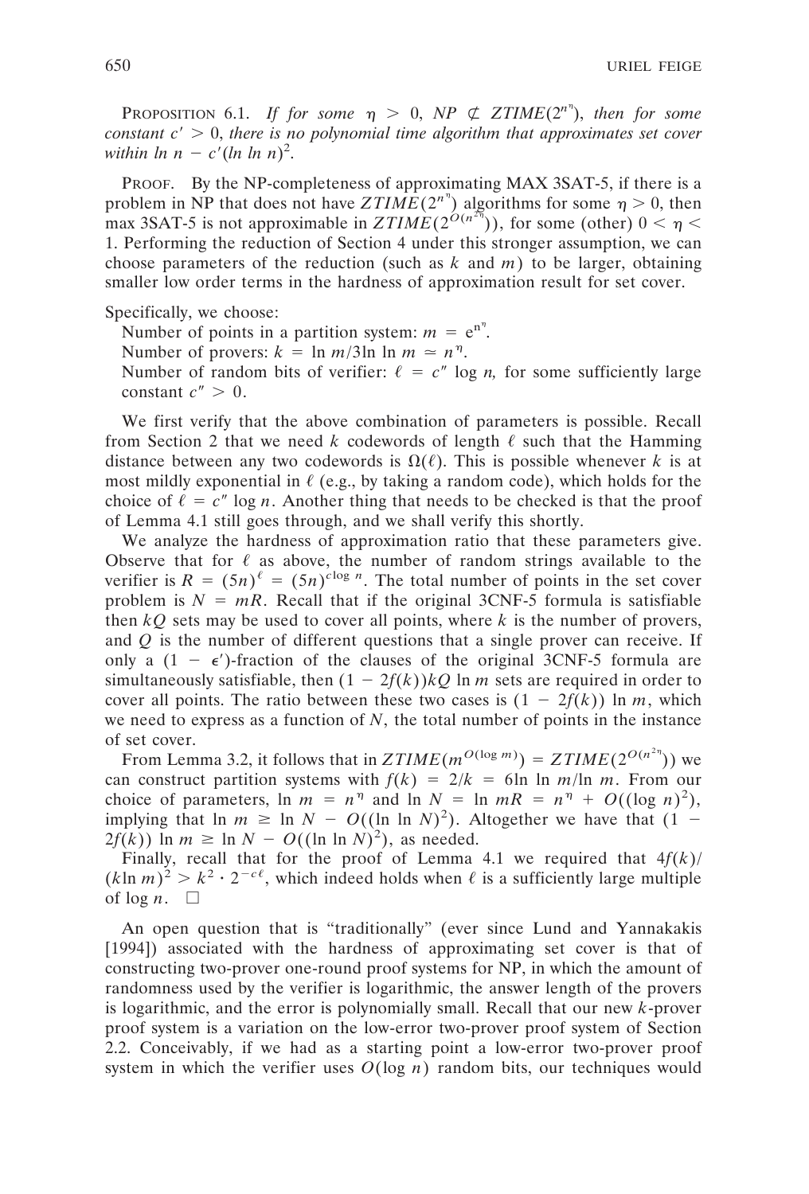PROPOSITION 6.1. *If for some $\eta > 0$, $NP \not\subset ZTIME(2^{n^\eta})$, then for some constant $c' > 0$, there is no polynomial time algorithm that approximates set cover within $\ln n - c'(\ln \ln n)^2$.*

PROOF. By the NP-completeness of approximating MAX 3SAT-5, if there is a problem in NP that does not have $ZTIME(2^{n^\eta})$ algorithms for some $\eta > 0$, then max 3SAT-5 is not approximable in $ZTIME(2^{O(n^{2\eta})})$, for some (other) $0 < \eta < 1$. Performing the reduction of Section 4 under this stronger assumption, we can choose parameters of the reduction (such as $k$ and $m$) to be larger, obtaining smaller low order terms in the hardness of approximation result for set cover.

Specifically, we choose:

Number of points in a partition system: $m = e^{n^\eta}$.

Number of provers: $k = \ln m / 3 \ln \ln m \simeq n^\eta$.

Number of random bits of verifier: $\ell = c'' \log n$, for some sufficiently large constant $c'' > 0$.

We first verify that the above combination of parameters is possible. Recall from Section 2 that we need $k$ codewords of length $\ell$ such that the Hamming distance between any two codewords is $\Omega(\ell)$. This is possible whenever $k$ is at most mildly exponential in $\ell$ (e.g., by taking a random code), which holds for the choice of $\ell = c'' \log n$. Another thing that needs to be checked is that the proof of Lemma 4.1 still goes through, and we shall verify this shortly.

We analyze the hardness of approximation ratio that these parameters give. Observe that for $\ell$ as above, the number of random strings available to the verifier is $R = (5n)^\ell = (5n)^{c \log n}$. The total number of points in the set cover problem is $N = mR$. Recall that if the original 3CNF-5 formula is satisfiable then $kQ$ sets may be used to cover all points, where $k$ is the number of provers, and $Q$ is the number of different questions that a single prover can receive. If only a $(1 - \epsilon')$-fraction of the clauses of the original 3CNF-5 formula are simultaneously satisfiable, then $(1 - 2f(k))kQ \ln m$ sets are required in order to cover all points. The ratio between these two cases is $(1 - 2f(k)) \ln m$, which we need to express as a function of $N$, the total number of points in the instance of set cover.

From Lemma 3.2, it follows that in $ZTIME(m^{O(\log m)}) = ZTIME(2^{O(n^{2\eta})})$ we can construct partition systems with $f(k) = 2/k = 6 \ln \ln m / \ln m$. From our choice of parameters, $\ln m = n^\eta$ and $\ln N = \ln mR = n^\eta + O((\log n)^2)$, implying that $\ln m \geq \ln N - O((\ln \ln N)^2)$. Altogether we have that $(1 - 2f(k)) \ln m \geq \ln N - O((\ln \ln N)^2)$, as needed.

Finally, recall that for the proof of Lemma 4.1 we required that $4f(k)/(k \ln m)^2 > k^2 \cdot 2^{-c\ell}$, which indeed holds when $\ell$ is a sufficiently large multiple of $\log n$. $\square$

An open question that is "traditionally" (ever since Lund and Yannakakis [1994]) associated with the hardness of approximating set cover is that of constructing two-prover one-round proof systems for NP, in which the amount of randomness used by the verifier is logarithmic, the answer length of the provers is logarithmic, and the error is polynomially small. Recall that our new $k$-prover proof system is a variation on the low-error two-prover proof system of Section 2.2. Conceivably, if we had as a starting point a low-error two-prover proof system in which the verifier uses $O(\log n)$ random bits, our techniques would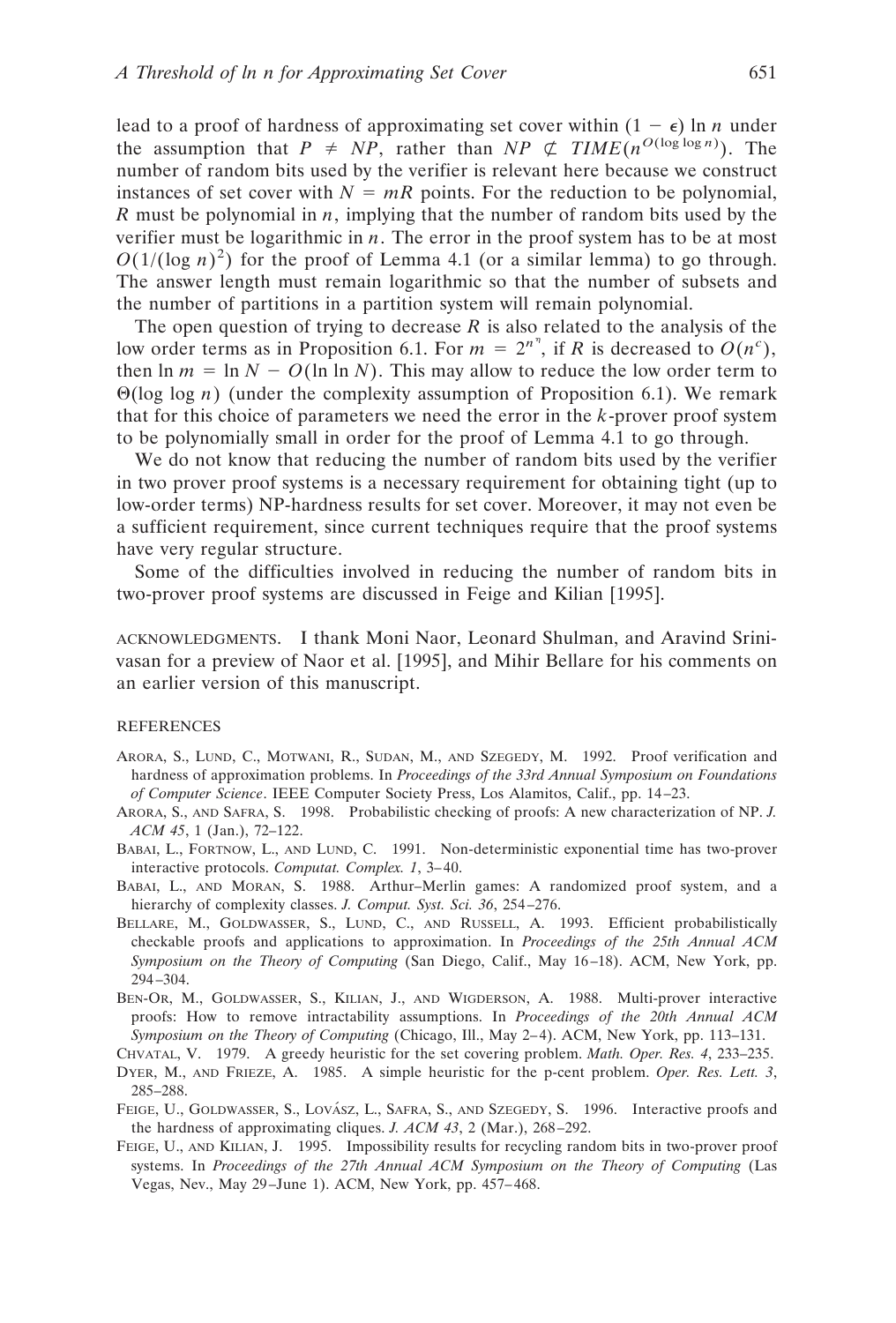lead to a proof of hardness of approximating set cover within $(1 - \epsilon) \ln n$ under the assumption that $P \neq NP$, rather than $NP \not\subset TIME(n^{O(\log \log n)})$. The number of random bits used by the verifier is relevant here because we construct instances of set cover with $N = mR$ points. For the reduction to be polynomial, $R$ must be polynomial in $n$, implying that the number of random bits used by the verifier must be logarithmic in $n$. The error in the proof system has to be at most $O(1/(\log n)^2)$ for the proof of Lemma 4.1 (or a similar lemma) to go through. The answer length must remain logarithmic so that the number of subsets and the number of partitions in a partition system will remain polynomial.

The open question of trying to decrease $R$ is also related to the analysis of the low order terms as in Proposition 6.1. For $m = 2^{n^\eta}$, if $R$ is decreased to $O(n^c)$, then $\ln m = \ln N - O(\ln \ln N)$. This may allow to reduce the low order term to $\Theta(\log \log n)$ (under the complexity assumption of Proposition 6.1). We remark that for this choice of parameters we need the error in the $k$-prover proof system to be polynomially small in order for the proof of Lemma 4.1 to go through.

We do not know that reducing the number of random bits used by the verifier in two prover proof systems is a necessary requirement for obtaining tight (up to low-order terms) NP-hardness results for set cover. Moreover, it may not even be a sufficient requirement, since current techniques require that the proof systems have very regular structure.

Some of the difficulties involved in reducing the number of random bits in two-prover proof systems are discussed in Feige and Kilian [1995].

ACKNOWLEDGMENTS. I thank Moni Naor, Leonard Shulman, and Aravind Srinivasan for a preview of Naor et al. [1995], and Mihir Bellare for his comments on an earlier version of this manuscript.

## REFERENCES

Arora, S., Lund, C., Motwani, R., Sudan, M., and Szegedy, M. 1992. Proof verification and hardness of approximation problems. In *Proceedings of the 33rd Annual Symposium on Foundations of Computer Science*. IEEE Computer Society Press, Los Alamitos, Calif., pp. 14–23.

Arora, S., and Safra, S. 1998. Probabilistic checking of proofs: A new characterization of NP. *J. ACM 45*, 1 (Jan.), 72–122.

Babai, L., Fortnow, L., and Lund, C. 1991. Non-deterministic exponential time has two-prover interactive protocols. *Computat. Complex. 1*, 3–40.

Babai, L., and Moran, S. 1988. Arthur–Merlin games: A randomized proof system, and a hierarchy of complexity classes. *J. Comput. Syst. Sci. 36*, 254–276.

Bellare, M., Goldwasser, S., Lund, C., and Russell, A. 1993. Efficient probabilistically checkable proofs and applications to approximation. In *Proceedings of the 25th Annual ACM Symposium on the Theory of Computing* (San Diego, Calif., May 16–18). ACM, New York, pp. 294–304.

Ben-Or, M., Goldwasser, S., Kilian, J., and Wigderson, A. 1988. Multi-prover interactive proofs: How to remove intractability assumptions. In *Proceedings of the 20th Annual ACM Symposium on the Theory of Computing* (Chicago, Ill., May 2–4). ACM, New York, pp. 113–131.

Chvatal, V. 1979. A greedy heuristic for the set covering problem. *Math. Oper. Res. 4*, 233–235.

Dyer, M., and Frieze, A. 1985. A simple heuristic for the p-cent problem. *Oper. Res. Lett. 3*, 285–288.

Feige, U., Goldwasser, S., Lovász, L., Safra, S., and Szegedy, S. 1996. Interactive proofs and the hardness of approximating cliques. *J. ACM 43*, 2 (Mar.), 268–292.

Feige, U., and Kilian, J. 1995. Impossibility results for recycling random bits in two-prover proof systems. In *Proceedings of the 27th Annual ACM Symposium on the Theory of Computing* (Las Vegas, Nev., May 29–June 1). ACM, New York, pp. 457–468.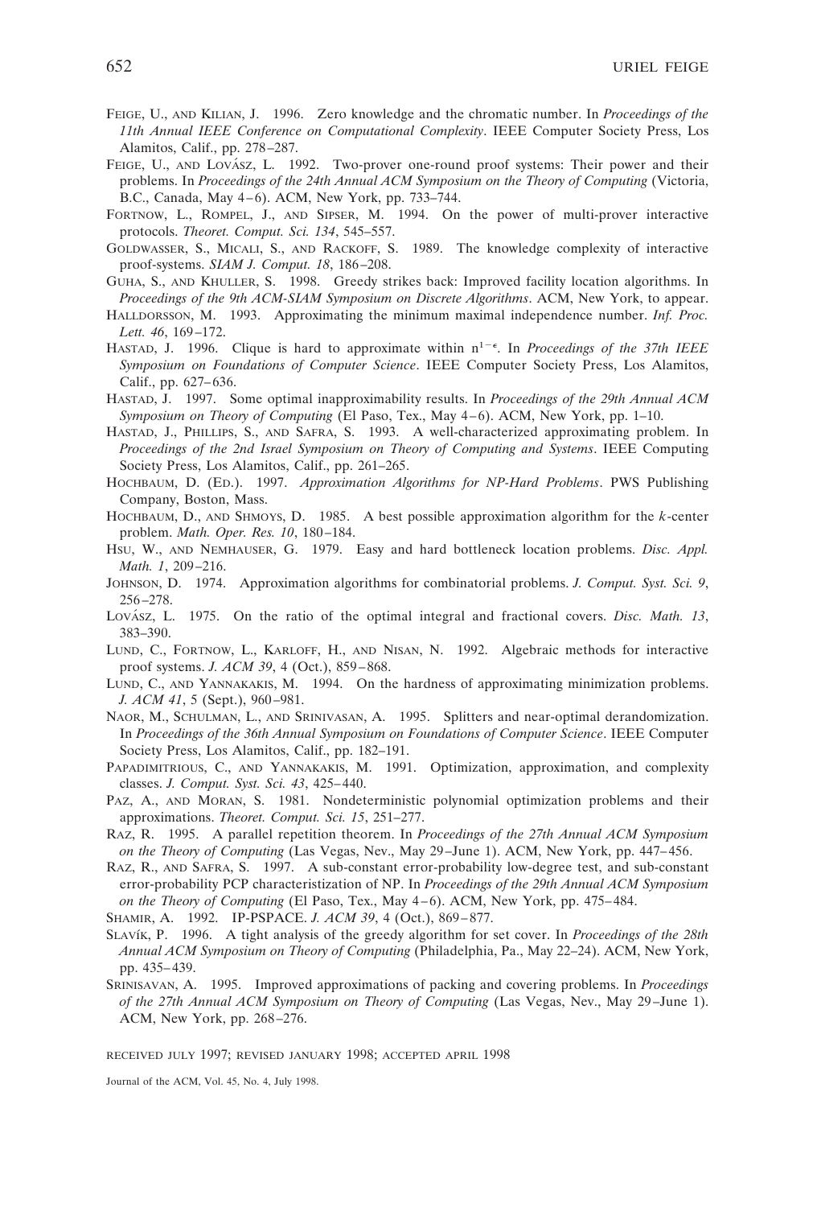FEIGE, U., AND KILIAN, J. 1996. Zero knowledge and the chromatic number. In *Proceedings of the 11th Annual IEEE Conference on Computational Complexity*. IEEE Computer Society Press, Los Alamitos, Calif., pp. 278–287.

FEIGE, U., AND LOVÁSZ, L. 1992. Two-prover one-round proof systems: Their power and their problems. In *Proceedings of the 24th Annual ACM Symposium on the Theory of Computing* (Victoria, B.C., Canada, May 4–6). ACM, New York, pp. 733–744.

FORTNOW, L., ROMPEL, J., AND SIPSER, M. 1994. On the power of multi-prover interactive protocols. *Theoret. Comput. Sci. 134*, 545–557.

GOLDWASSER, S., MICALI, S., AND RACKOFF, S. 1989. The knowledge complexity of interactive proof-systems. *SIAM J. Comput. 18*, 186–208.

GUHA, S., AND KHULLER, S. 1998. Greedy strikes back: Improved facility location algorithms. In *Proceedings of the 9th ACM-SIAM Symposium on Discrete Algorithms*. ACM, New York, to appear.

HALLDORSSON, M. 1993. Approximating the minimum maximal independence number. *Inf. Proc. Lett. 46*, 169–172.

HASTAD, J. 1996. Clique is hard to approximate within $n^{1-\epsilon}$. In *Proceedings of the 37th IEEE Symposium on Foundations of Computer Science*. IEEE Computer Society Press, Los Alamitos, Calif., pp. 627–636.

HASTAD, J. 1997. Some optimal inapproximability results. In *Proceedings of the 29th Annual ACM Symposium on Theory of Computing* (El Paso, Tex., May 4–6). ACM, New York, pp. 1–10.

HASTAD, J., PHILLIPS, S., AND SAFRA, S. 1993. A well-characterized approximating problem. In *Proceedings of the 2nd Israel Symposium on Theory of Computing and Systems*. IEEE Computing Society Press, Los Alamitos, Calif., pp. 261–265.

HOCHBAUM, D. (ED.). 1997. *Approximation Algorithms for NP-Hard Problems*. PWS Publishing Company, Boston, Mass.

HOCHBAUM, D., AND SHMOYS, D. 1985. A best possible approximation algorithm for the $k$-center problem. *Math. Oper. Res. 10*, 180–184.

HSU, W., AND NEMHAUSER, G. 1979. Easy and hard bottleneck location problems. *Disc. Appl. Math. 1*, 209–216.

JOHNSON, D. 1974. Approximation algorithms for combinatorial problems. *J. Comput. Syst. Sci. 9*, 256–278.

LOVÁSZ, L. 1975. On the ratio of the optimal integral and fractional covers. *Disc. Math. 13*, 383–390.

LUND, C., FORTNOW, L., KARLOFF, H., AND NISAN, N. 1992. Algebraic methods for interactive proof systems. *J. ACM 39*, 4 (Oct.), 859–868.

LUND, C., AND YANNAKAKIS, M. 1994. On the hardness of approximating minimization problems. *J. ACM 41*, 5 (Sept.), 960–981.

NAOR, M., SCHULMAN, L., AND SRINIVASAN, A. 1995. Splitters and near-optimal derandomization. In *Proceedings of the 36th Annual Symposium on Foundations of Computer Science*. IEEE Computer Society Press, Los Alamitos, Calif., pp. 182–191.

PAPADIMITRIOUS, C., AND YANNAKAKIS, M. 1991. Optimization, approximation, and complexity classes. *J. Comput. Syst. Sci. 43*, 425–440.

PAZ, A., AND MORAN, S. 1981. Nondeterministic polynomial optimization problems and their approximations. *Theoret. Comput. Sci. 15*, 251–277.

RAZ, R. 1995. A parallel repetition theorem. In *Proceedings of the 27th Annual ACM Symposium on the Theory of Computing* (Las Vegas, Nev., May 29–June 1). ACM, New York, pp. 447–456.

RAZ, R., AND SAFRA, S. 1997. A sub-constant error-probability low-degree test, and sub-constant error-probability PCP characteristization of NP. In *Proceedings of the 29th Annual ACM Symposium on the Theory of Computing* (El Paso, Tex., May 4–6). ACM, New York, pp. 475–484.

SHAMIR, A. 1992. IP-PSPACE. *J. ACM 39*, 4 (Oct.), 869–877.

SLAVÍK, P. 1996. A tight analysis of the greedy algorithm for set cover. In *Proceedings of the 28th Annual ACM Symposium on Theory of Computing* (Philadelphia, Pa., May 22–24). ACM, New York, pp. 435–439.

SRINISAVAN, A. 1995. Improved approximations of packing and covering problems. In *Proceedings of the 27th Annual ACM Symposium on Theory of Computing* (Las Vegas, Nev., May 29–June 1). ACM, New York, pp. 268–276.

RECEIVED JULY 1997; REVISED JANUARY 1998; ACCEPTED APRIL 1998